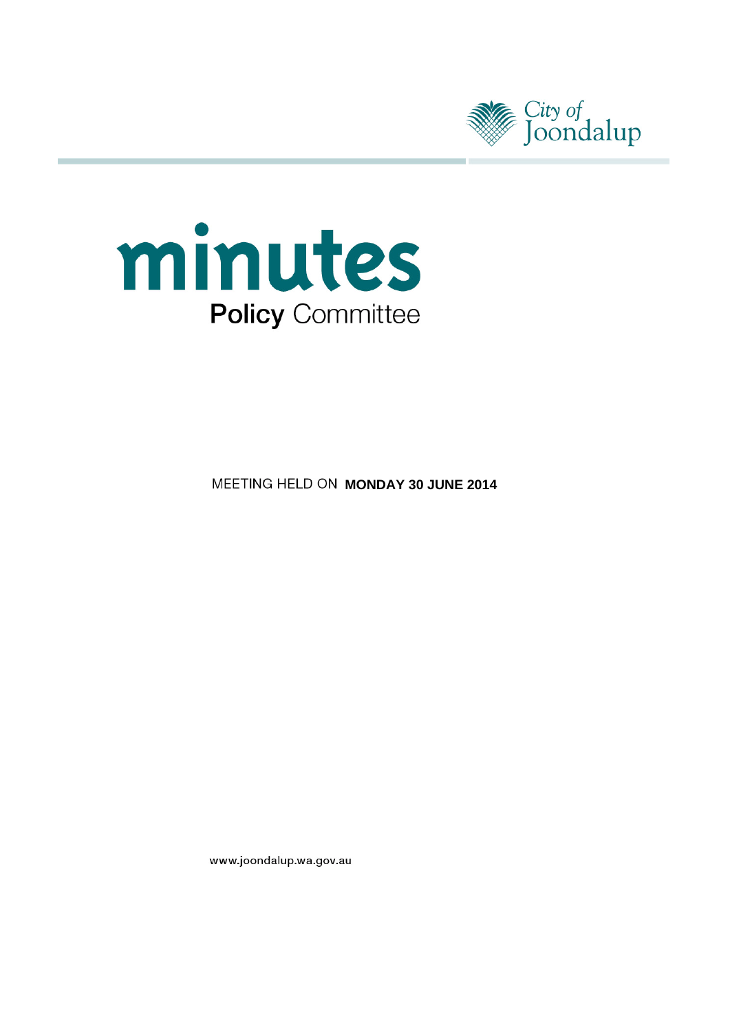City of Joondalup

# minutes

## Policy Committee

MEETING HELD ON **MONDAY 30 JUNE 2014**

www.joondalup.wa.gov.au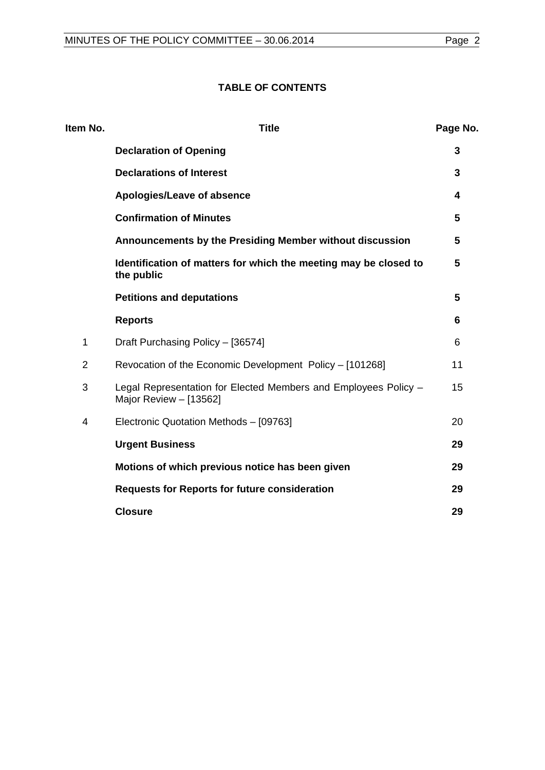**TABLE OF CONTENTS**

| Item No. | Title | Page No. |
|---|---|---|
| | **Declaration of Opening** | **3** |
| | **Declarations of Interest** | **3** |
| | **Apologies/Leave of absence** | **4** |
| | **Confirmation of Minutes** | **5** |
| | **Announcements by the Presiding Member without discussion** | **5** |
| | **Identification of matters for which the meeting may be closed to the public** | **5** |
| | **Petitions and deputations** | **5** |
| | **Reports** | **6** |
| 1 | Draft Purchasing Policy – [36574] | 6 |
| 2 | Revocation of the Economic Development Policy – [101268] | 11 |
| 3 | Legal Representation for Elected Members and Employees Policy – Major Review – [13562] | 15 |
| 4 | Electronic Quotation Methods – [09763] | 20 |
| | **Urgent Business** | **29** |
| | **Motions of which previous notice has been given** | **29** |
| | **Requests for Reports for future consideration** | **29** |
| | **Closure** | **29** |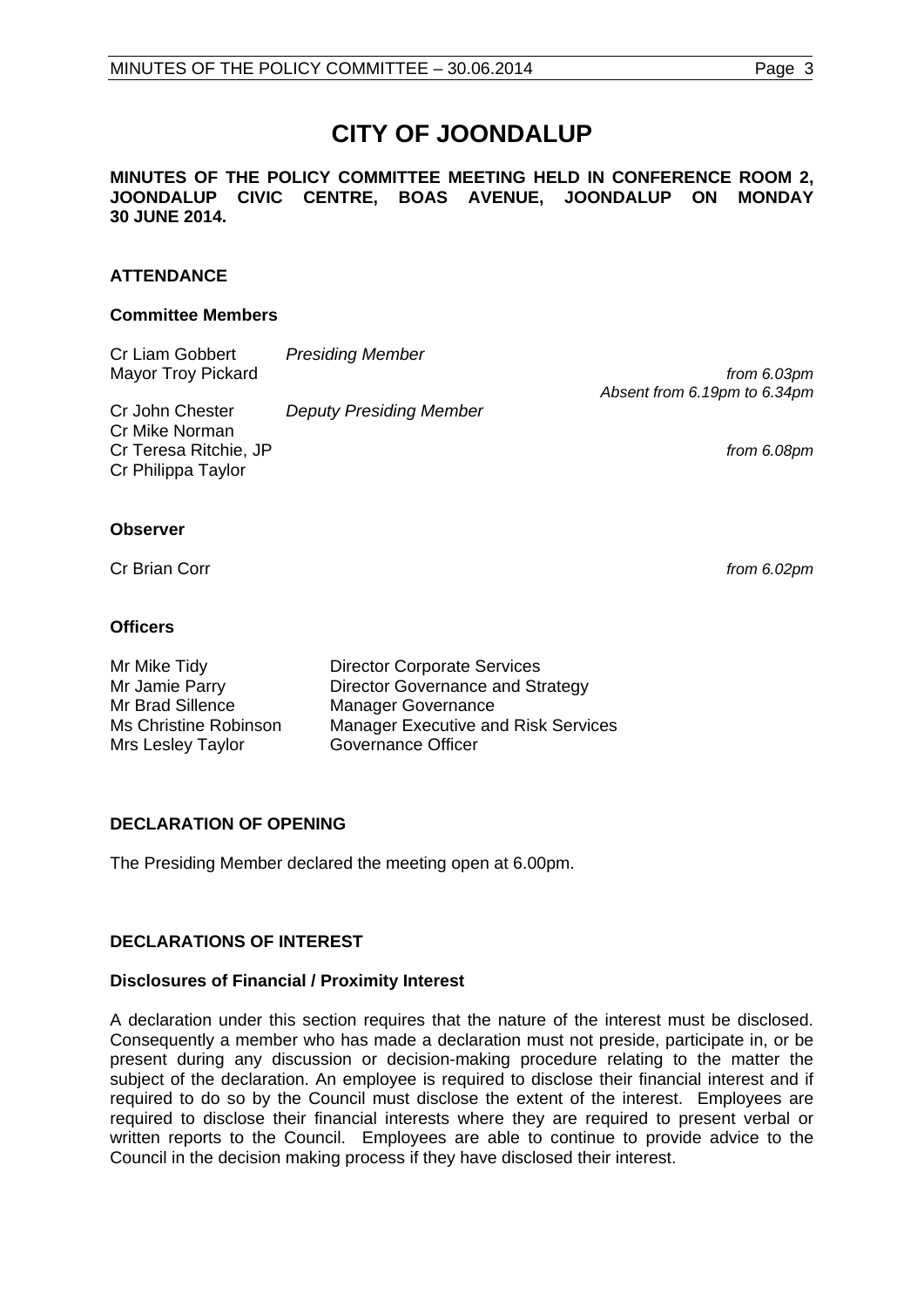# CITY OF JOONDALUP

**MINUTES OF THE POLICY COMMITTEE MEETING HELD IN CONFERENCE ROOM 2, JOONDALUP CIVIC CENTRE, BOAS AVENUE, JOONDALUP ON MONDAY 30 JUNE 2014.**

## ATTENDANCE

### Committee Members

| | | |
|---|---|---|
| Cr Liam Gobbert | *Presiding Member* | |
| Mayor Troy Pickard | | *from 6.03pm* *Absent from 6.19pm to 6.34pm* |
| Cr John Chester | *Deputy Presiding Member* | |
| Cr Mike Norman | | |
| Cr Teresa Ritchie, JP | | *from 6.08pm* |
| Cr Philippa Taylor | | |

### Observer

Cr Brian Corr *from 6.02pm*

### Officers

| | |
|---|---|
| Mr Mike Tidy | Director Corporate Services |
| Mr Jamie Parry | Director Governance and Strategy |
| Mr Brad Sillence | Manager Governance |
| Ms Christine Robinson | Manager Executive and Risk Services |
| Mrs Lesley Taylor | Governance Officer |

## DECLARATION OF OPENING

The Presiding Member declared the meeting open at 6.00pm.

## DECLARATIONS OF INTEREST

### Disclosures of Financial / Proximity Interest

A declaration under this section requires that the nature of the interest must be disclosed. Consequently a member who has made a declaration must not preside, participate in, or be present during any discussion or decision-making procedure relating to the matter the subject of the declaration. An employee is required to disclose their financial interest and if required to do so by the Council must disclose the extent of the interest. Employees are required to disclose their financial interests where they are required to present verbal or written reports to the Council. Employees are able to continue to provide advice to the Council in the decision making process if they have disclosed their interest.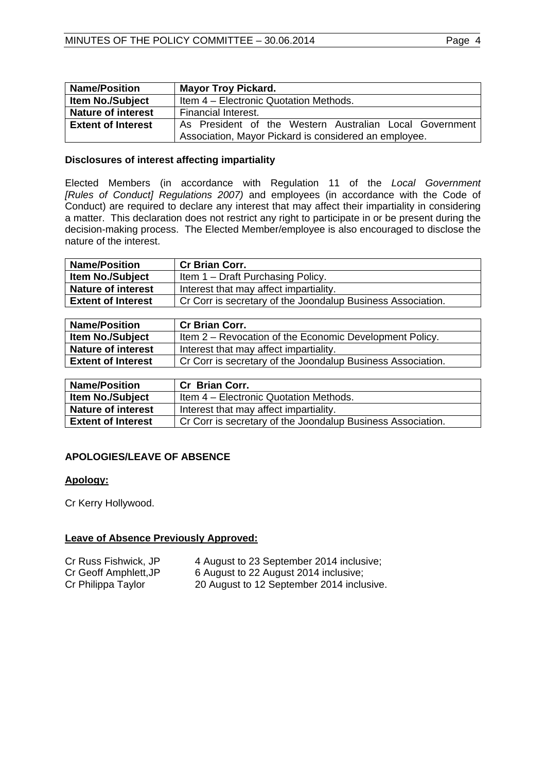| | |
|---|---|
| **Name/Position** | **Mayor Troy Pickard.** |
| **Item No./Subject** | Item 4 – Electronic Quotation Methods. |
| **Nature of interest** | Financial Interest. |
| **Extent of Interest** | As President of the Western Australian Local Government Association, Mayor Pickard is considered an employee. |

### Disclosures of interest affecting impartiality

Elected Members (in accordance with Regulation 11 of the *Local Government [Rules of Conduct] Regulations 2007)* and employees (in accordance with the Code of Conduct) are required to declare any interest that may affect their impartiality in considering a matter. This declaration does not restrict any right to participate in or be present during the decision-making process. The Elected Member/employee is also encouraged to disclose the nature of the interest.

| | |
|---|---|
| **Name/Position** | **Cr Brian Corr.** |
| **Item No./Subject** | Item 1 – Draft Purchasing Policy. |
| **Nature of interest** | Interest that may affect impartiality. |
| **Extent of Interest** | Cr Corr is secretary of the Joondalup Business Association. |

| | |
|---|---|
| **Name/Position** | **Cr Brian Corr.** |
| **Item No./Subject** | Item 2 – Revocation of the Economic Development Policy. |
| **Nature of interest** | Interest that may affect impartiality. |
| **Extent of Interest** | Cr Corr is secretary of the Joondalup Business Association. |

| | |
|---|---|
| **Name/Position** | **Cr Brian Corr.** |
| **Item No./Subject** | Item 4 – Electronic Quotation Methods. |
| **Nature of interest** | Interest that may affect impartiality. |
| **Extent of Interest** | Cr Corr is secretary of the Joondalup Business Association. |

## APOLOGIES/LEAVE OF ABSENCE

**Apology:**

Cr Kerry Hollywood.

**Leave of Absence Previously Approved:**

Cr Russ Fishwick, JP — 4 August to 23 September 2014 inclusive;
Cr Geoff Amphlett,JP — 6 August to 22 August 2014 inclusive;
Cr Philippa Taylor — 20 August to 12 September 2014 inclusive.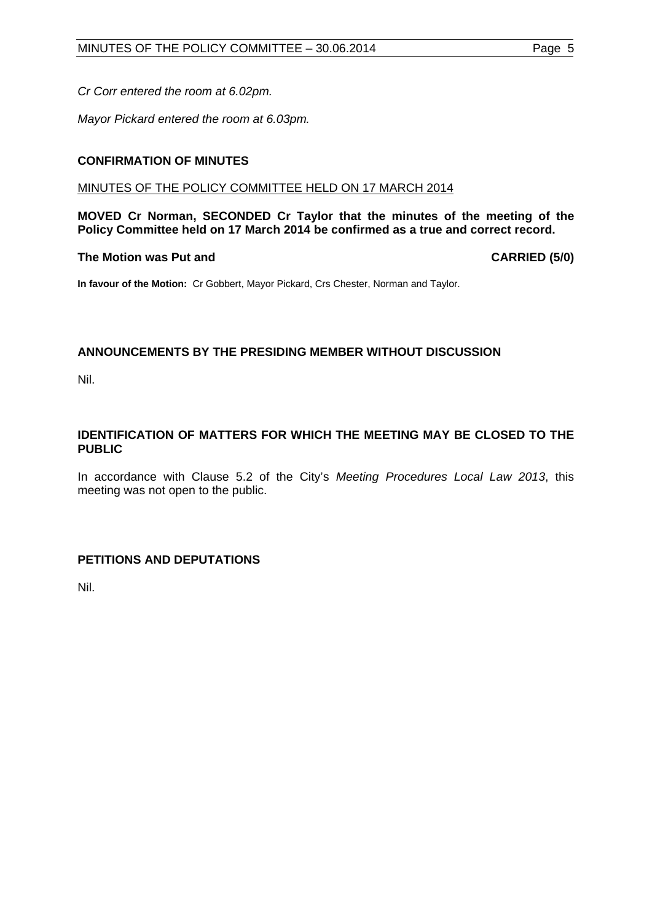*Cr Corr entered the room at 6.02pm.*

*Mayor Pickard entered the room at 6.03pm.*

## CONFIRMATION OF MINUTES

MINUTES OF THE POLICY COMMITTEE HELD ON 17 MARCH 2014

**MOVED Cr Norman, SECONDED Cr Taylor that the minutes of the meeting of the Policy Committee held on 17 March 2014 be confirmed as a true and correct record.**

**The Motion was Put and CARRIED (5/0)**

**In favour of the Motion:** Cr Gobbert, Mayor Pickard, Crs Chester, Norman and Taylor.

## ANNOUNCEMENTS BY THE PRESIDING MEMBER WITHOUT DISCUSSION

Nil.

## IDENTIFICATION OF MATTERS FOR WHICH THE MEETING MAY BE CLOSED TO THE PUBLIC

In accordance with Clause 5.2 of the City's *Meeting Procedures Local Law 2013*, this meeting was not open to the public.

## PETITIONS AND DEPUTATIONS

Nil.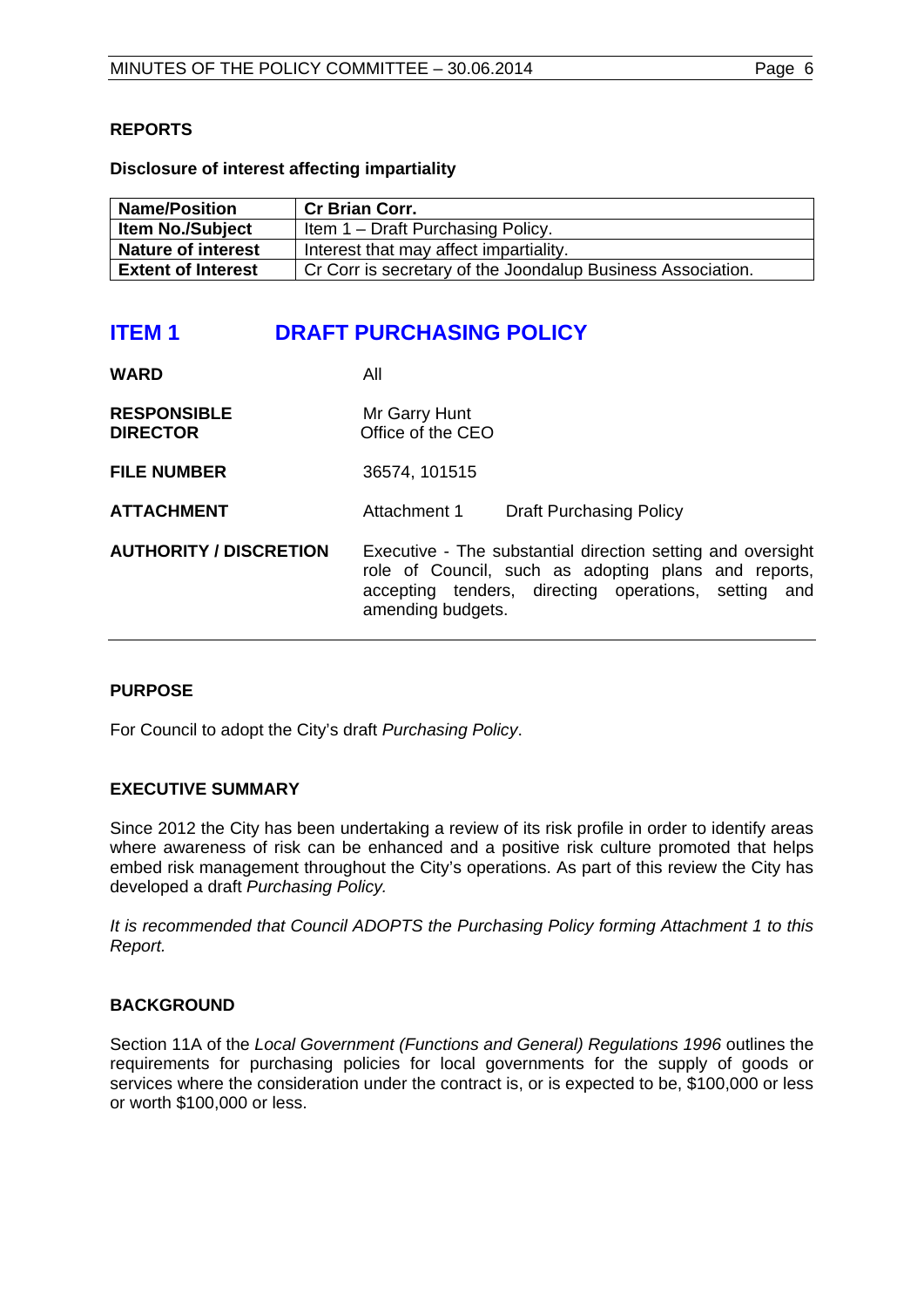## REPORTS

**Disclosure of interest affecting impartiality**

| | |
|---|---|
| **Name/Position** | **Cr Brian Corr.** |
| **Item No./Subject** | Item 1 – Draft Purchasing Policy. |
| **Nature of interest** | Interest that may affect impartiality. |
| **Extent of Interest** | Cr Corr is secretary of the Joondalup Business Association. |

# ITEM 1 DRAFT PURCHASING POLICY

| | | |
|---|---|---|
| **WARD** | All | |
| **RESPONSIBLE DIRECTOR** | Mr Garry Hunt<br>Office of the CEO | |
| **FILE NUMBER** | 36574, 101515 | |
| **ATTACHMENT** | Attachment 1 | Draft Purchasing Policy |
| **AUTHORITY / DISCRETION** | Executive - The substantial direction setting and oversight role of Council, such as adopting plans and reports, accepting tenders, directing operations, setting and amending budgets. | |

### PURPOSE

For Council to adopt the City's draft *Purchasing Policy*.

### EXECUTIVE SUMMARY

Since 2012 the City has been undertaking a review of its risk profile in order to identify areas where awareness of risk can be enhanced and a positive risk culture promoted that helps embed risk management throughout the City's operations. As part of this review the City has developed a draft *Purchasing Policy.*

*It is recommended that Council ADOPTS the Purchasing Policy forming Attachment 1 to this Report.*

### BACKGROUND

Section 11A of the *Local Government (Functions and General) Regulations 1996* outlines the requirements for purchasing policies for local governments for the supply of goods or services where the consideration under the contract is, or is expected to be, $100,000 or less or worth $100,000 or less.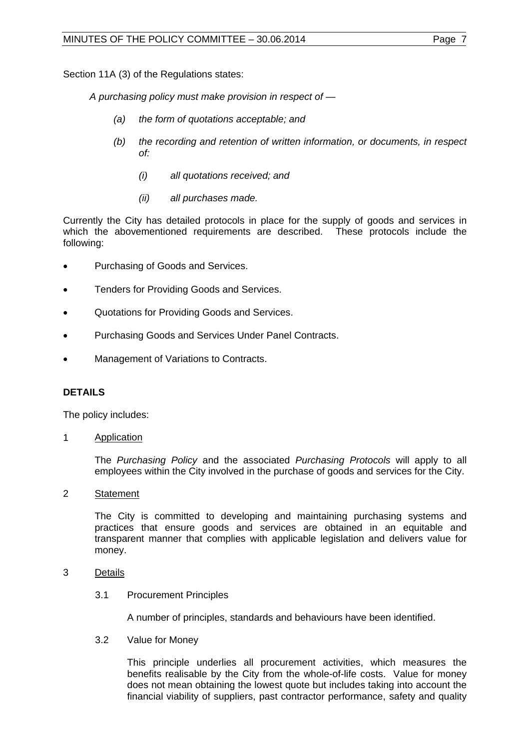Section 11A (3) of the Regulations states:

*A purchasing policy must make provision in respect of —*

- *(a) the form of quotations acceptable; and*
- *(b) the recording and retention of written information, or documents, in respect of:*
  - *(i) all quotations received; and*
  - *(ii) all purchases made.*

Currently the City has detailed protocols in place for the supply of goods and services in which the abovementioned requirements are described. These protocols include the following:

- Purchasing of Goods and Services.
- Tenders for Providing Goods and Services.
- Quotations for Providing Goods and Services.
- Purchasing Goods and Services Under Panel Contracts.
- Management of Variations to Contracts.

**DETAILS**

The policy includes:

1 Application

The *Purchasing Policy* and the associated *Purchasing Protocols* will apply to all employees within the City involved in the purchase of goods and services for the City.

2 Statement

The City is committed to developing and maintaining purchasing systems and practices that ensure goods and services are obtained in an equitable and transparent manner that complies with applicable legislation and delivers value for money.

3 Details

3.1 Procurement Principles

A number of principles, standards and behaviours have been identified.

3.2 Value for Money

This principle underlies all procurement activities, which measures the benefits realisable by the City from the whole-of-life costs. Value for money does not mean obtaining the lowest quote but includes taking into account the financial viability of suppliers, past contractor performance, safety and quality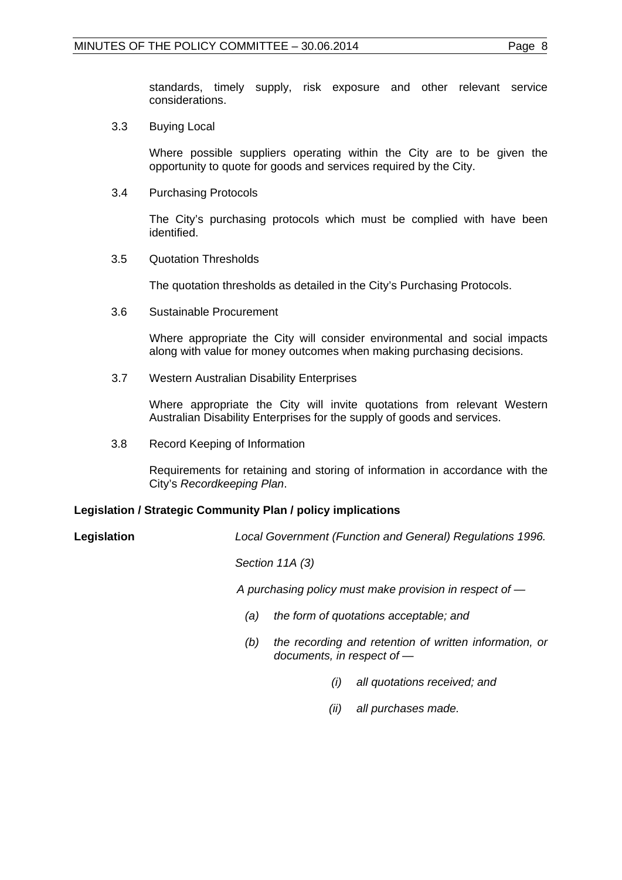standards, timely supply, risk exposure and other relevant service considerations.

3.3 Buying Local

Where possible suppliers operating within the City are to be given the opportunity to quote for goods and services required by the City.

3.4 Purchasing Protocols

The City's purchasing protocols which must be complied with have been identified.

3.5 Quotation Thresholds

The quotation thresholds as detailed in the City's Purchasing Protocols.

3.6 Sustainable Procurement

Where appropriate the City will consider environmental and social impacts along with value for money outcomes when making purchasing decisions.

3.7 Western Australian Disability Enterprises

Where appropriate the City will invite quotations from relevant Western Australian Disability Enterprises for the supply of goods and services.

3.8 Record Keeping of Information

Requirements for retaining and storing of information in accordance with the City's *Recordkeeping Plan*.

**Legislation / Strategic Community Plan / policy implications**

**Legislation** *Local Government (Function and General) Regulations 1996.*

*Section 11A (3)*

*A purchasing policy must make provision in respect of —*

*(a) the form of quotations acceptable; and*

*(b) the recording and retention of written information, or documents, in respect of —*

*(i) all quotations received; and*

*(ii) all purchases made.*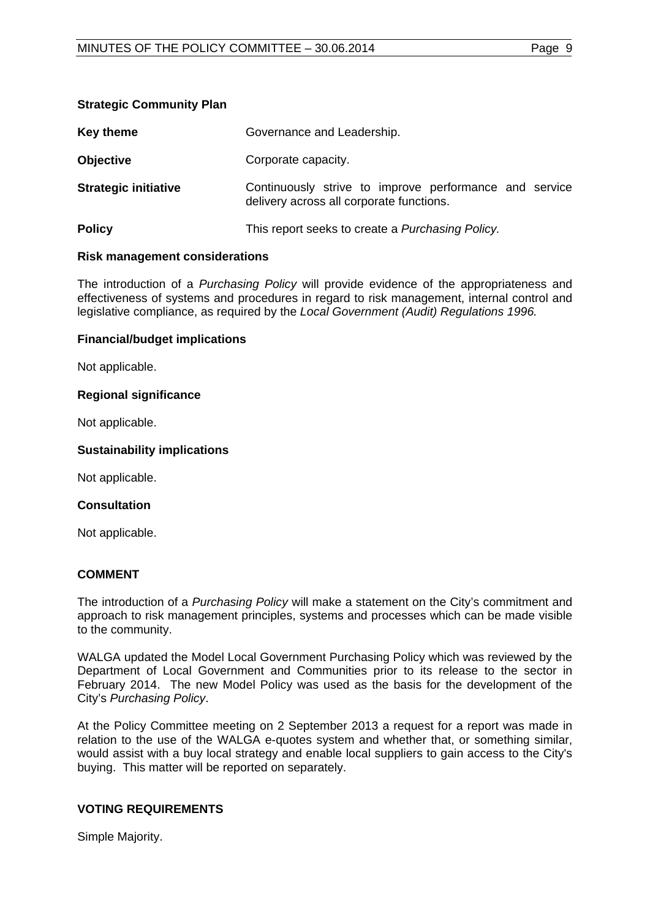**Strategic Community Plan**

| | |
|---|---|
| **Key theme** | Governance and Leadership. |
| **Objective** | Corporate capacity. |
| **Strategic initiative** | Continuously strive to improve performance and service delivery across all corporate functions. |
| **Policy** | This report seeks to create a *Purchasing Policy.* |

**Risk management considerations**

The introduction of a *Purchasing Policy* will provide evidence of the appropriateness and effectiveness of systems and procedures in regard to risk management, internal control and legislative compliance, as required by the *Local Government (Audit) Regulations 1996.*

**Financial/budget implications**

Not applicable.

**Regional significance**

Not applicable.

**Sustainability implications**

Not applicable.

**Consultation**

Not applicable.

**COMMENT**

The introduction of a *Purchasing Policy* will make a statement on the City's commitment and approach to risk management principles, systems and processes which can be made visible to the community.

WALGA updated the Model Local Government Purchasing Policy which was reviewed by the Department of Local Government and Communities prior to its release to the sector in February 2014. The new Model Policy was used as the basis for the development of the City's *Purchasing Policy*.

At the Policy Committee meeting on 2 September 2013 a request for a report was made in relation to the use of the WALGA e-quotes system and whether that, or something similar, would assist with a buy local strategy and enable local suppliers to gain access to the City's buying. This matter will be reported on separately.

**VOTING REQUIREMENTS**

Simple Majority.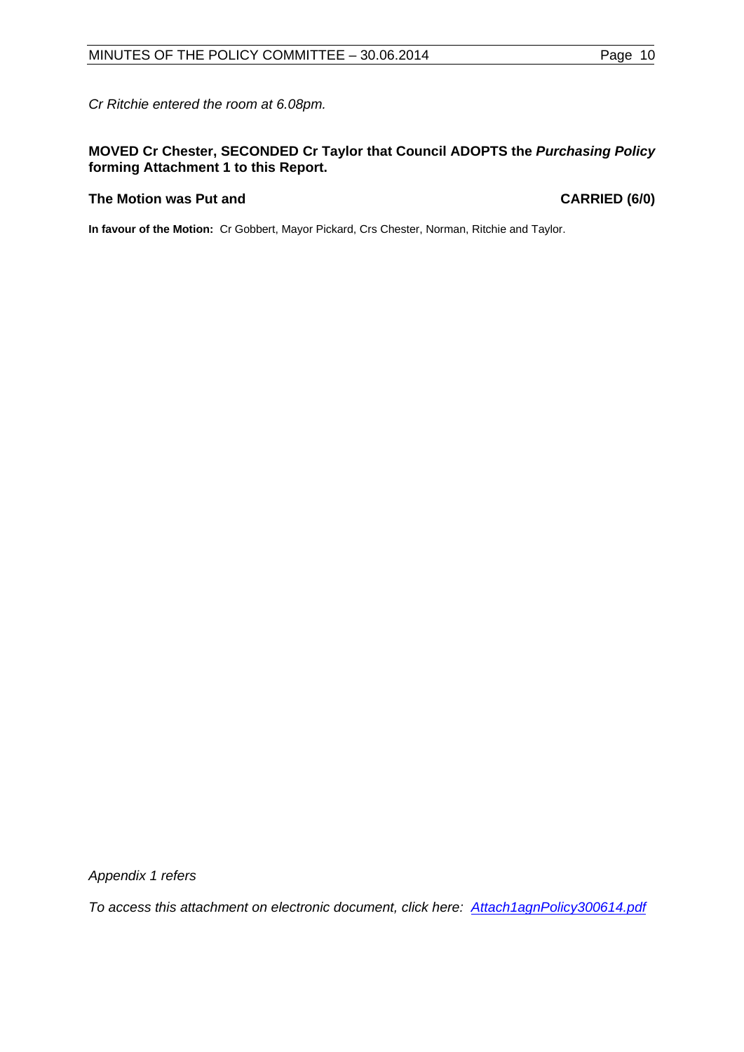*Cr Ritchie entered the room at 6.08pm.*

**MOVED Cr Chester, SECONDED Cr Taylor that Council ADOPTS the *Purchasing Policy* forming Attachment 1 to this Report.**

**The Motion was Put and CARRIED (6/0)**

**In favour of the Motion:** Cr Gobbert, Mayor Pickard, Crs Chester, Norman, Ritchie and Taylor.

*Appendix 1 refers*

*To access this attachment on electronic document, click here: Attach1agnPolicy300614.pdf*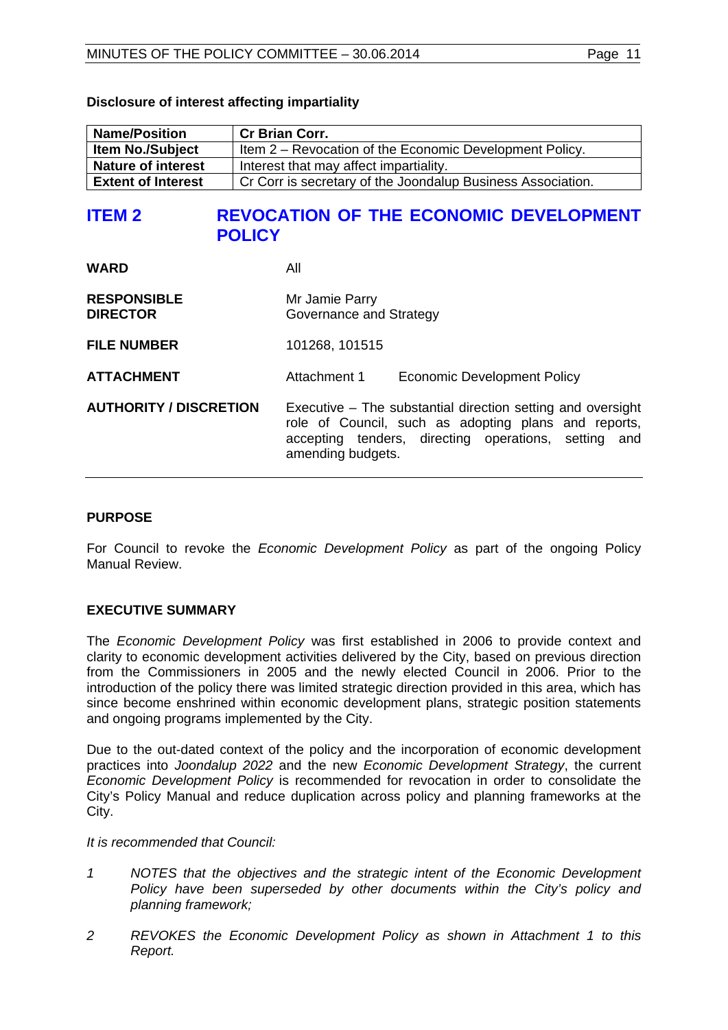**Disclosure of interest affecting impartiality**

| | |
|---|---|
| **Name/Position** | **Cr Brian Corr.** |
| **Item No./Subject** | Item 2 – Revocation of the Economic Development Policy. |
| **Nature of interest** | Interest that may affect impartiality. |
| **Extent of Interest** | Cr Corr is secretary of the Joondalup Business Association. |

## ITEM 2 REVOCATION OF THE ECONOMIC DEVELOPMENT POLICY

| | | |
|---|---|---|
| **WARD** | All | |
| **RESPONSIBLE DIRECTOR** | Mr Jamie Parry<br>Governance and Strategy | |
| **FILE NUMBER** | 101268, 101515 | |
| **ATTACHMENT** | Attachment 1 | Economic Development Policy |
| **AUTHORITY / DISCRETION** | Executive – The substantial direction setting and oversight role of Council, such as adopting plans and reports, accepting tenders, directing operations, setting and amending budgets. | |

### PURPOSE

For Council to revoke the *Economic Development Policy* as part of the ongoing Policy Manual Review.

### EXECUTIVE SUMMARY

The *Economic Development Policy* was first established in 2006 to provide context and clarity to economic development activities delivered by the City, based on previous direction from the Commissioners in 2005 and the newly elected Council in 2006. Prior to the introduction of the policy there was limited strategic direction provided in this area, which has since become enshrined within economic development plans, strategic position statements and ongoing programs implemented by the City.

Due to the out-dated context of the policy and the incorporation of economic development practices into *Joondalup 2022* and the new *Economic Development Strategy*, the current *Economic Development Policy* is recommended for revocation in order to consolidate the City's Policy Manual and reduce duplication across policy and planning frameworks at the City.

*It is recommended that Council:*

1. *NOTES that the objectives and the strategic intent of the Economic Development Policy have been superseded by other documents within the City's policy and planning framework;*

2. *REVOKES the Economic Development Policy as shown in Attachment 1 to this Report.*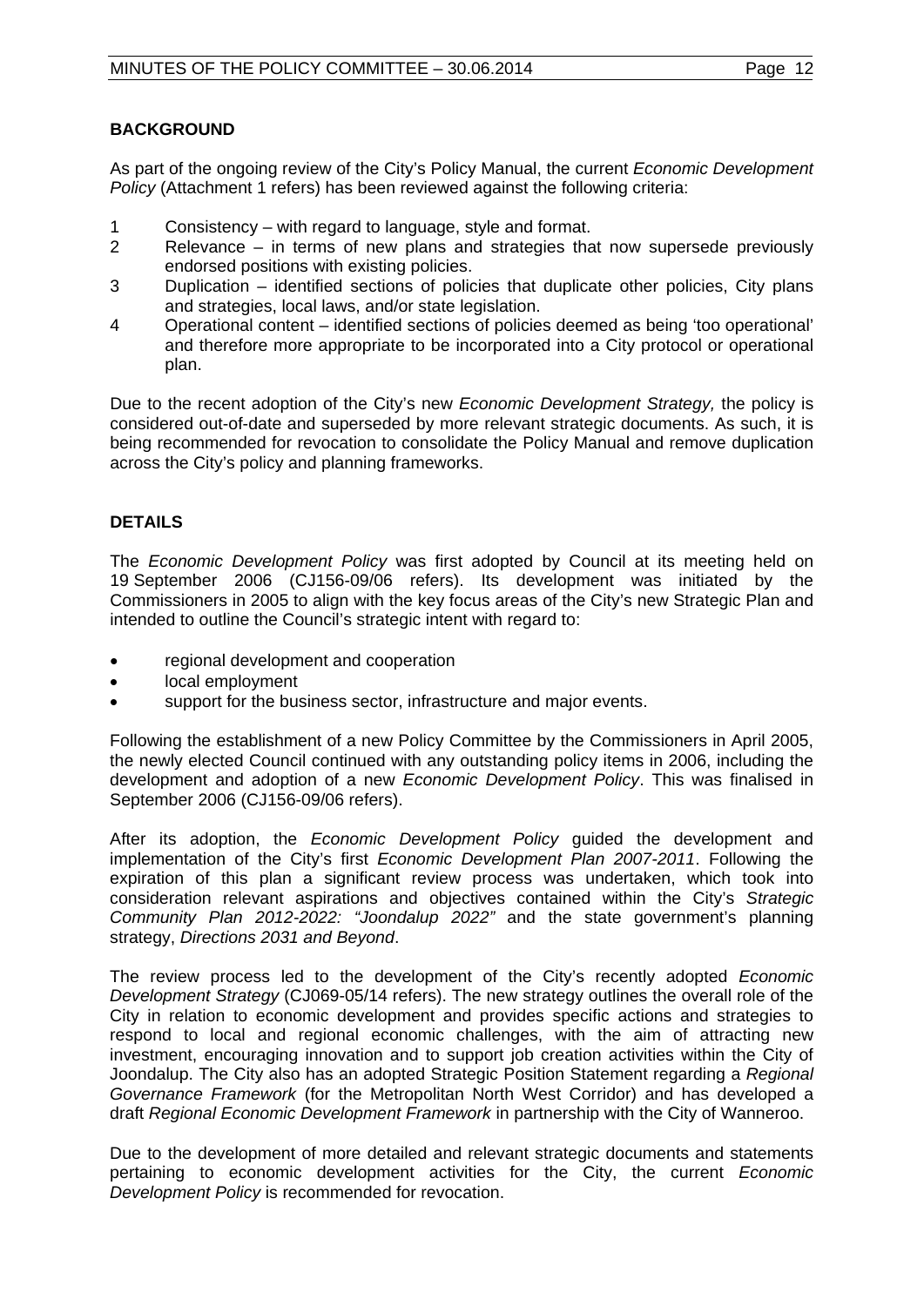## BACKGROUND

As part of the ongoing review of the City's Policy Manual, the current *Economic Development Policy* (Attachment 1 refers) has been reviewed against the following criteria:

1. Consistency – with regard to language, style and format.
2. Relevance – in terms of new plans and strategies that now supersede previously endorsed positions with existing policies.
3. Duplication – identified sections of policies that duplicate other policies, City plans and strategies, local laws, and/or state legislation.
4. Operational content – identified sections of policies deemed as being 'too operational' and therefore more appropriate to be incorporated into a City protocol or operational plan.

Due to the recent adoption of the City's new *Economic Development Strategy,* the policy is considered out-of-date and superseded by more relevant strategic documents. As such, it is being recommended for revocation to consolidate the Policy Manual and remove duplication across the City's policy and planning frameworks.

## DETAILS

The *Economic Development Policy* was first adopted by Council at its meeting held on 19 September 2006 (CJ156-09/06 refers). Its development was initiated by the Commissioners in 2005 to align with the key focus areas of the City's new Strategic Plan and intended to outline the Council's strategic intent with regard to:

- regional development and cooperation
- local employment
- support for the business sector, infrastructure and major events.

Following the establishment of a new Policy Committee by the Commissioners in April 2005, the newly elected Council continued with any outstanding policy items in 2006, including the development and adoption of a new *Economic Development Policy*. This was finalised in September 2006 (CJ156-09/06 refers).

After its adoption, the *Economic Development Policy* guided the development and implementation of the City's first *Economic Development Plan 2007-2011*. Following the expiration of this plan a significant review process was undertaken, which took into consideration relevant aspirations and objectives contained within the City's *Strategic Community Plan 2012-2022: "Joondalup 2022"* and the state government's planning strategy, *Directions 2031 and Beyond*.

The review process led to the development of the City's recently adopted *Economic Development Strategy* (CJ069-05/14 refers). The new strategy outlines the overall role of the City in relation to economic development and provides specific actions and strategies to respond to local and regional economic challenges, with the aim of attracting new investment, encouraging innovation and to support job creation activities within the City of Joondalup. The City also has an adopted Strategic Position Statement regarding a *Regional Governance Framework* (for the Metropolitan North West Corridor) and has developed a draft *Regional Economic Development Framework* in partnership with the City of Wanneroo.

Due to the development of more detailed and relevant strategic documents and statements pertaining to economic development activities for the City, the current *Economic Development Policy* is recommended for revocation.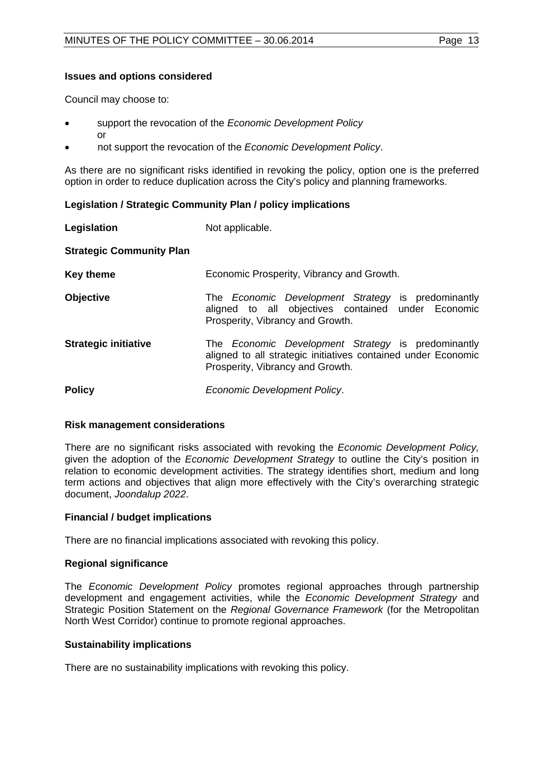**Issues and options considered**

Council may choose to:

- support the revocation of the *Economic Development Policy*
  or
- not support the revocation of the *Economic Development Policy*.

As there are no significant risks identified in revoking the policy, option one is the preferred option in order to reduce duplication across the City's policy and planning frameworks.

**Legislation / Strategic Community Plan / policy implications**

| | |
|---|---|
| **Legislation** | Not applicable. |
| **Strategic Community Plan** | |
| **Key theme** | Economic Prosperity, Vibrancy and Growth. |
| **Objective** | The *Economic Development Strategy* is predominantly aligned to all objectives contained under Economic Prosperity, Vibrancy and Growth. |
| **Strategic initiative** | The *Economic Development Strategy* is predominantly aligned to all strategic initiatives contained under Economic Prosperity, Vibrancy and Growth. |
| **Policy** | *Economic Development Policy*. |

**Risk management considerations**

There are no significant risks associated with revoking the *Economic Development Policy,* given the adoption of the *Economic Development Strategy* to outline the City's position in relation to economic development activities. The strategy identifies short, medium and long term actions and objectives that align more effectively with the City's overarching strategic document, *Joondalup 2022*.

**Financial / budget implications**

There are no financial implications associated with revoking this policy.

**Regional significance**

The *Economic Development Policy* promotes regional approaches through partnership development and engagement activities, while the *Economic Development Strategy* and Strategic Position Statement on the *Regional Governance Framework* (for the Metropolitan North West Corridor) continue to promote regional approaches.

**Sustainability implications**

There are no sustainability implications with revoking this policy.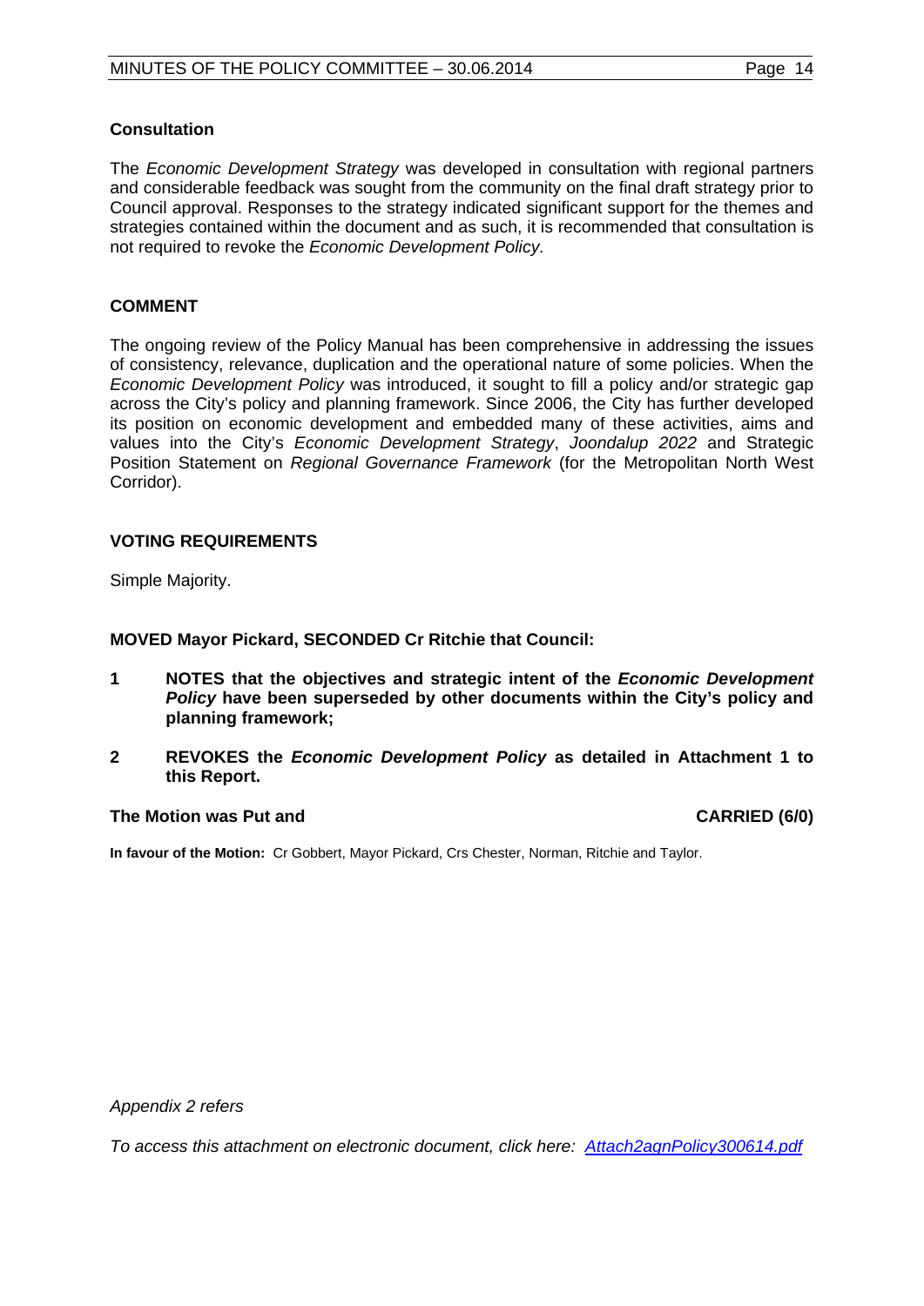### Consultation

The *Economic Development Strategy* was developed in consultation with regional partners and considerable feedback was sought from the community on the final draft strategy prior to Council approval. Responses to the strategy indicated significant support for the themes and strategies contained within the document and as such, it is recommended that consultation is not required to revoke the *Economic Development Policy.*

### COMMENT

The ongoing review of the Policy Manual has been comprehensive in addressing the issues of consistency, relevance, duplication and the operational nature of some policies. When the *Economic Development Policy* was introduced, it sought to fill a policy and/or strategic gap across the City's policy and planning framework. Since 2006, the City has further developed its position on economic development and embedded many of these activities, aims and values into the City's *Economic Development Strategy*, *Joondalup 2022* and Strategic Position Statement on *Regional Governance Framework* (for the Metropolitan North West Corridor).

### VOTING REQUIREMENTS

Simple Majority.

**MOVED Mayor Pickard, SECONDED Cr Ritchie that Council:**

1. **NOTES that the objectives and strategic intent of the *Economic Development Policy* have been superseded by other documents within the City's policy and planning framework;**
2. **REVOKES the *Economic Development Policy* as detailed in Attachment 1 to this Report.**

**The Motion was Put and CARRIED (6/0)**

**In favour of the Motion:** Cr Gobbert, Mayor Pickard, Crs Chester, Norman, Ritchie and Taylor.

*Appendix 2 refers*

*To access this attachment on electronic document, click here: Attach2agnPolicy300614.pdf*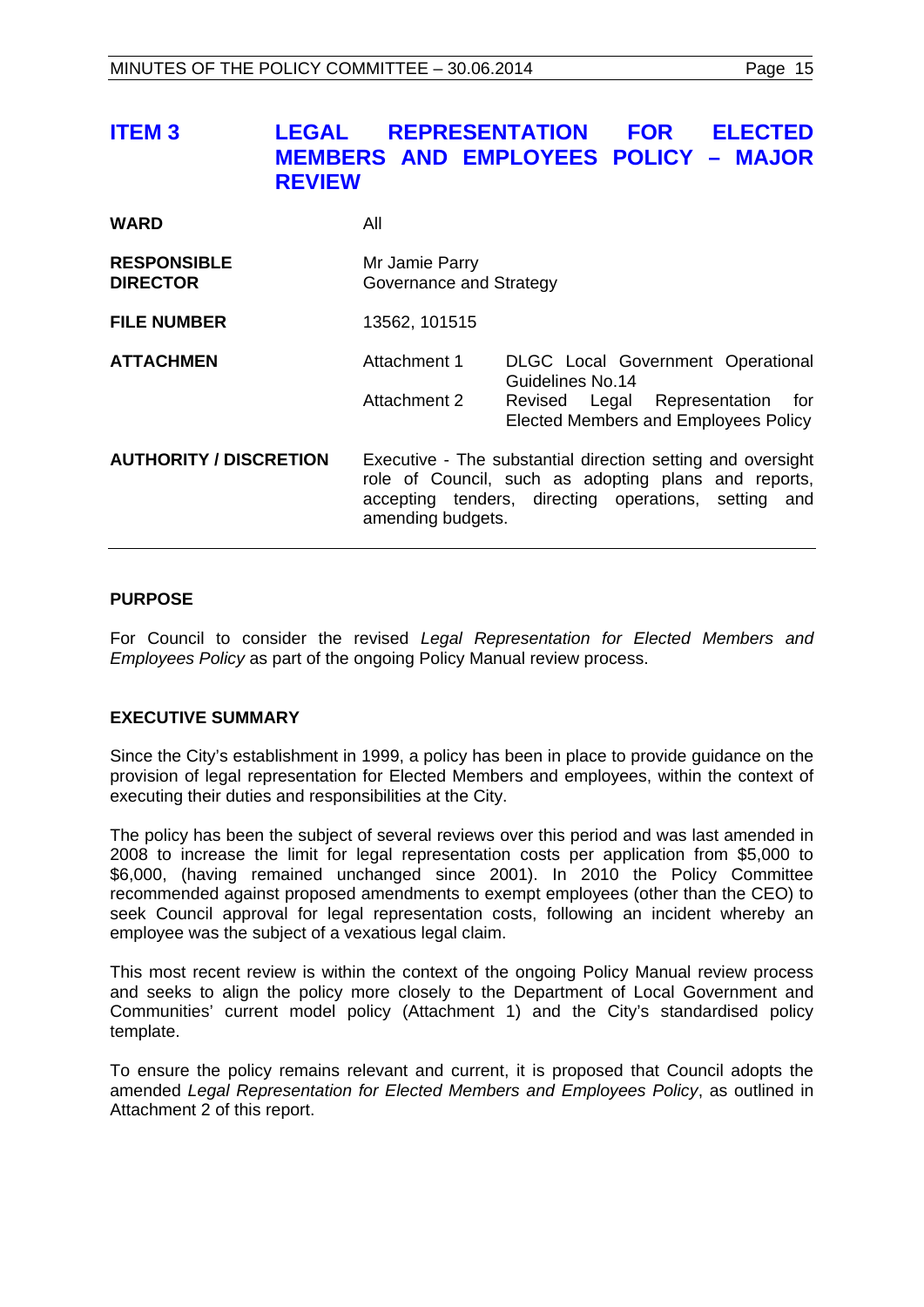# ITEM 3 LEGAL REPRESENTATION FOR ELECTED MEMBERS AND EMPLOYEES POLICY – MAJOR REVIEW

| | | |
|---|---|---|
| **WARD** | All | |
| **RESPONSIBLE DIRECTOR** | Mr Jamie Parry<br>Governance and Strategy | |
| **FILE NUMBER** | 13562, 101515 | |
| **ATTACHMEN** | Attachment 1 | DLGC Local Government Operational Guidelines No.14 |
| | Attachment 2 | Revised Legal Representation for Elected Members and Employees Policy |
| **AUTHORITY / DISCRETION** | Executive - The substantial direction setting and oversight role of Council, such as adopting plans and reports, accepting tenders, directing operations, setting and amending budgets. | |

## PURPOSE

For Council to consider the revised *Legal Representation for Elected Members and Employees Policy* as part of the ongoing Policy Manual review process.

## EXECUTIVE SUMMARY

Since the City's establishment in 1999, a policy has been in place to provide guidance on the provision of legal representation for Elected Members and employees, within the context of executing their duties and responsibilities at the City.

The policy has been the subject of several reviews over this period and was last amended in 2008 to increase the limit for legal representation costs per application from $5,000 to $6,000, (having remained unchanged since 2001). In 2010 the Policy Committee recommended against proposed amendments to exempt employees (other than the CEO) to seek Council approval for legal representation costs, following an incident whereby an employee was the subject of a vexatious legal claim.

This most recent review is within the context of the ongoing Policy Manual review process and seeks to align the policy more closely to the Department of Local Government and Communities' current model policy (Attachment 1) and the City's standardised policy template.

To ensure the policy remains relevant and current, it is proposed that Council adopts the amended *Legal Representation for Elected Members and Employees Policy*, as outlined in Attachment 2 of this report.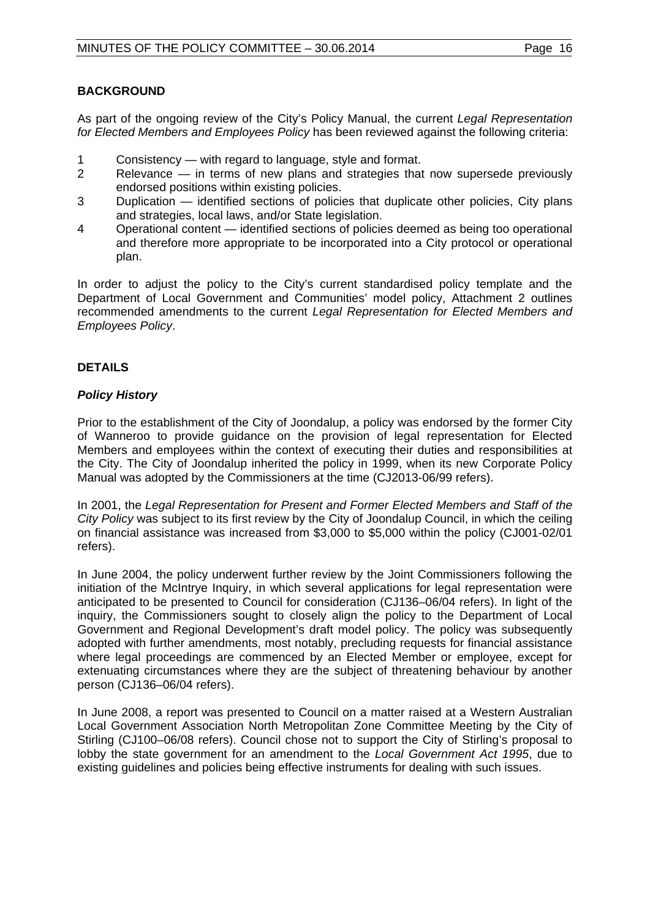**BACKGROUND**

As part of the ongoing review of the City's Policy Manual, the current *Legal Representation for Elected Members and Employees Policy* has been reviewed against the following criteria:

1. Consistency — with regard to language, style and format.
2. Relevance — in terms of new plans and strategies that now supersede previously endorsed positions within existing policies.
3. Duplication — identified sections of policies that duplicate other policies, City plans and strategies, local laws, and/or State legislation.
4. Operational content — identified sections of policies deemed as being too operational and therefore more appropriate to be incorporated into a City protocol or operational plan.

In order to adjust the policy to the City's current standardised policy template and the Department of Local Government and Communities' model policy, Attachment 2 outlines recommended amendments to the current *Legal Representation for Elected Members and Employees Policy*.

**DETAILS**

***Policy History***

Prior to the establishment of the City of Joondalup, a policy was endorsed by the former City of Wanneroo to provide guidance on the provision of legal representation for Elected Members and employees within the context of executing their duties and responsibilities at the City. The City of Joondalup inherited the policy in 1999, when its new Corporate Policy Manual was adopted by the Commissioners at the time (CJ2013-06/99 refers).

In 2001, the *Legal Representation for Present and Former Elected Members and Staff of the City Policy* was subject to its first review by the City of Joondalup Council, in which the ceiling on financial assistance was increased from $3,000 to $5,000 within the policy (CJ001-02/01 refers).

In June 2004, the policy underwent further review by the Joint Commissioners following the initiation of the McIntrye Inquiry, in which several applications for legal representation were anticipated to be presented to Council for consideration (CJ136–06/04 refers). In light of the inquiry, the Commissioners sought to closely align the policy to the Department of Local Government and Regional Development's draft model policy. The policy was subsequently adopted with further amendments, most notably, precluding requests for financial assistance where legal proceedings are commenced by an Elected Member or employee, except for extenuating circumstances where they are the subject of threatening behaviour by another person (CJ136–06/04 refers).

In June 2008, a report was presented to Council on a matter raised at a Western Australian Local Government Association North Metropolitan Zone Committee Meeting by the City of Stirling (CJ100–06/08 refers). Council chose not to support the City of Stirling's proposal to lobby the state government for an amendment to the *Local Government Act 1995*, due to existing guidelines and policies being effective instruments for dealing with such issues.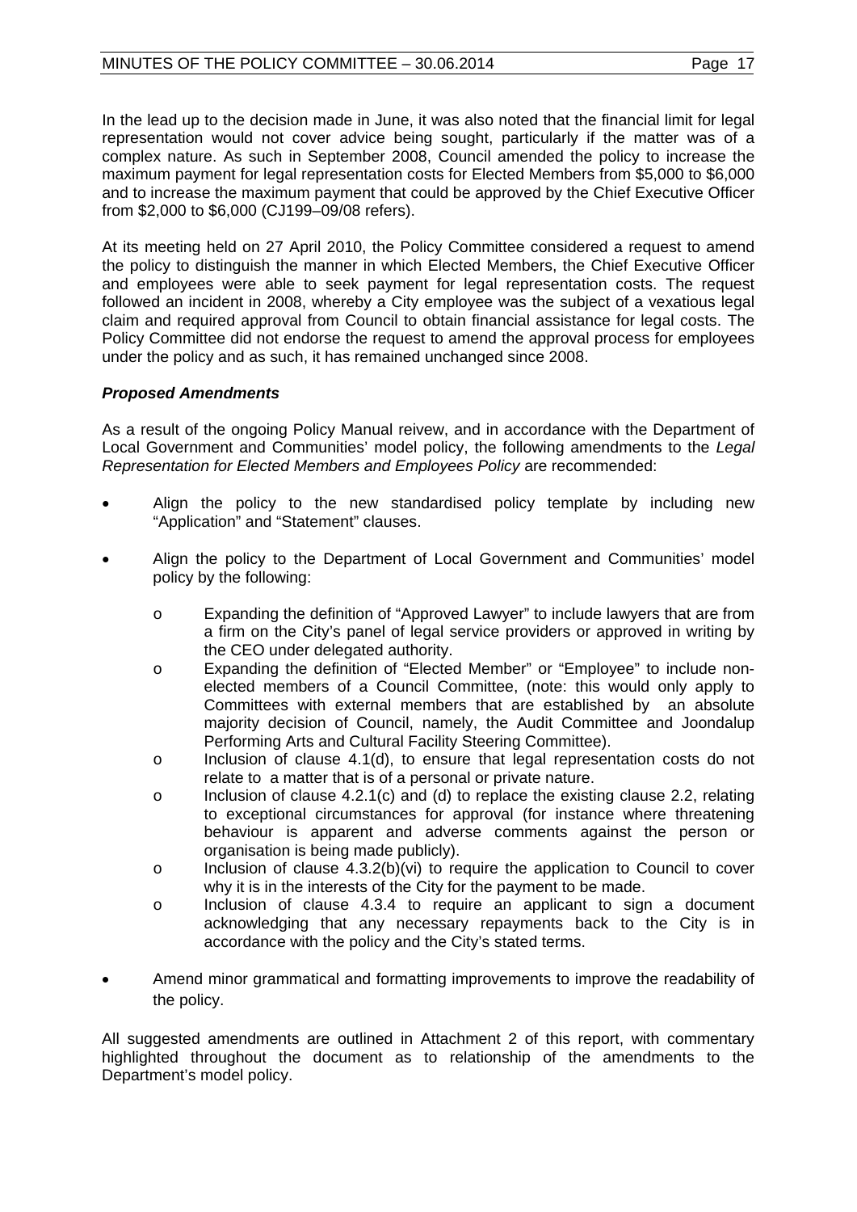In the lead up to the decision made in June, it was also noted that the financial limit for legal representation would not cover advice being sought, particularly if the matter was of a complex nature. As such in September 2008, Council amended the policy to increase the maximum payment for legal representation costs for Elected Members from $5,000 to $6,000 and to increase the maximum payment that could be approved by the Chief Executive Officer from $2,000 to $6,000 (CJ199–09/08 refers).

At its meeting held on 27 April 2010, the Policy Committee considered a request to amend the policy to distinguish the manner in which Elected Members, the Chief Executive Officer and employees were able to seek payment for legal representation costs. The request followed an incident in 2008, whereby a City employee was the subject of a vexatious legal claim and required approval from Council to obtain financial assistance for legal costs. The Policy Committee did not endorse the request to amend the approval process for employees under the policy and as such, it has remained unchanged since 2008.

***Proposed Amendments***

As a result of the ongoing Policy Manual reivew, and in accordance with the Department of Local Government and Communities' model policy, the following amendments to the *Legal Representation for Elected Members and Employees Policy* are recommended:

- Align the policy to the new standardised policy template by including new "Application" and "Statement" clauses.
- Align the policy to the Department of Local Government and Communities' model policy by the following:
  - Expanding the definition of "Approved Lawyer" to include lawyers that are from a firm on the City's panel of legal service providers or approved in writing by the CEO under delegated authority.
  - Expanding the definition of "Elected Member" or "Employee" to include non-elected members of a Council Committee, (note: this would only apply to Committees with external members that are established by an absolute majority decision of Council, namely, the Audit Committee and Joondalup Performing Arts and Cultural Facility Steering Committee).
  - Inclusion of clause 4.1(d), to ensure that legal representation costs do not relate to a matter that is of a personal or private nature.
  - Inclusion of clause 4.2.1(c) and (d) to replace the existing clause 2.2, relating to exceptional circumstances for approval (for instance where threatening behaviour is apparent and adverse comments against the person or organisation is being made publicly).
  - Inclusion of clause 4.3.2(b)(vi) to require the application to Council to cover why it is in the interests of the City for the payment to be made.
  - Inclusion of clause 4.3.4 to require an applicant to sign a document acknowledging that any necessary repayments back to the City is in accordance with the policy and the City's stated terms.
- Amend minor grammatical and formatting improvements to improve the readability of the policy.

All suggested amendments are outlined in Attachment 2 of this report, with commentary highlighted throughout the document as to relationship of the amendments to the Department's model policy.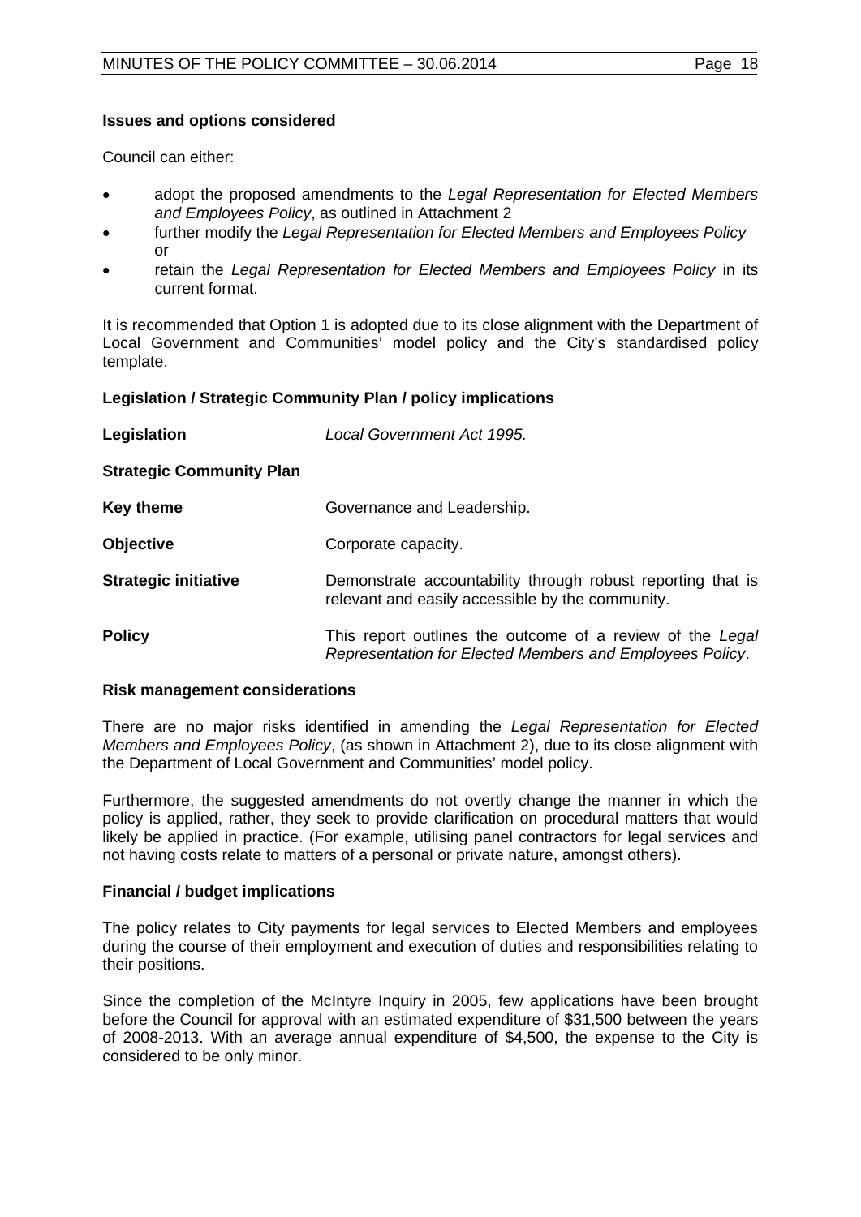**Issues and options considered**

Council can either:

- adopt the proposed amendments to the *Legal Representation for Elected Members and Employees Policy*, as outlined in Attachment 2
- further modify the *Legal Representation for Elected Members and Employees Policy* or
- retain the *Legal Representation for Elected Members and Employees Policy* in its current format.

It is recommended that Option 1 is adopted due to its close alignment with the Department of Local Government and Communities' model policy and the City's standardised policy template.

**Legislation / Strategic Community Plan / policy implications**

| | |
|---|---|
| **Legislation** | *Local Government Act 1995.* |
| **Strategic Community Plan** | |
| **Key theme** | Governance and Leadership. |
| **Objective** | Corporate capacity. |
| **Strategic initiative** | Demonstrate accountability through robust reporting that is relevant and easily accessible by the community. |
| **Policy** | This report outlines the outcome of a review of the *Legal Representation for Elected Members and Employees Policy*. |

**Risk management considerations**

There are no major risks identified in amending the *Legal Representation for Elected Members and Employees Policy*, (as shown in Attachment 2), due to its close alignment with the Department of Local Government and Communities' model policy.

Furthermore, the suggested amendments do not overtly change the manner in which the policy is applied, rather, they seek to provide clarification on procedural matters that would likely be applied in practice. (For example, utilising panel contractors for legal services and not having costs relate to matters of a personal or private nature, amongst others).

**Financial / budget implications**

The policy relates to City payments for legal services to Elected Members and employees during the course of their employment and execution of duties and responsibilities relating to their positions.

Since the completion of the McIntyre Inquiry in 2005, few applications have been brought before the Council for approval with an estimated expenditure of $31,500 between the years of 2008-2013. With an average annual expenditure of $4,500, the expense to the City is considered to be only minor.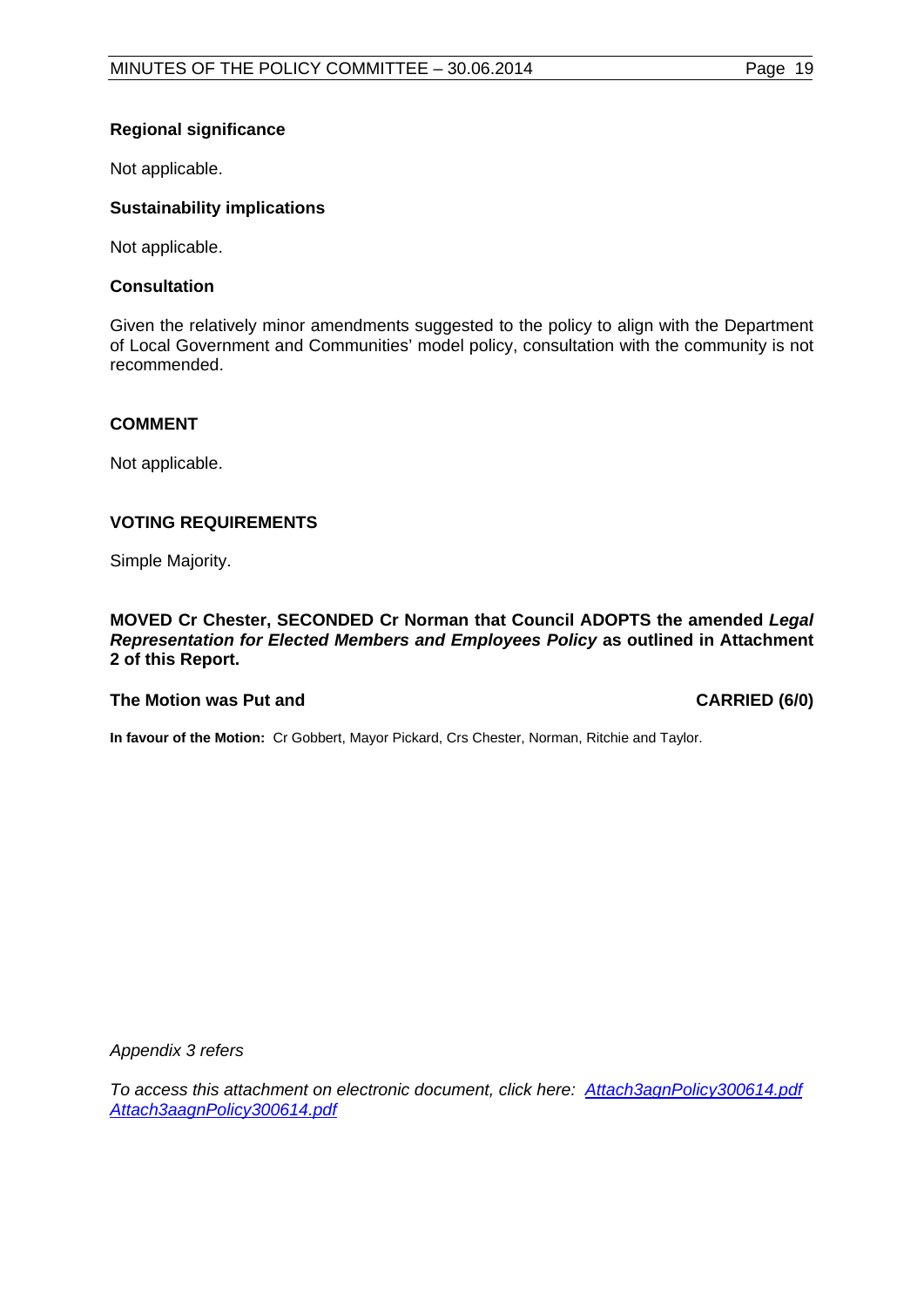**Regional significance**

Not applicable.

**Sustainability implications**

Not applicable.

**Consultation**

Given the relatively minor amendments suggested to the policy to align with the Department of Local Government and Communities' model policy, consultation with the community is not recommended.

**COMMENT**

Not applicable.

**VOTING REQUIREMENTS**

Simple Majority.

**MOVED Cr Chester, SECONDED Cr Norman that Council ADOPTS the amended *Legal Representation for Elected Members and Employees Policy* as outlined in Attachment 2 of this Report.**

**The Motion was Put and CARRIED (6/0)**

**In favour of the Motion:** Cr Gobbert, Mayor Pickard, Crs Chester, Norman, Ritchie and Taylor.

*Appendix 3 refers*

*To access this attachment on electronic document, click here: Attach3agnPolicy300614.pdf Attach3aagnPolicy300614.pdf*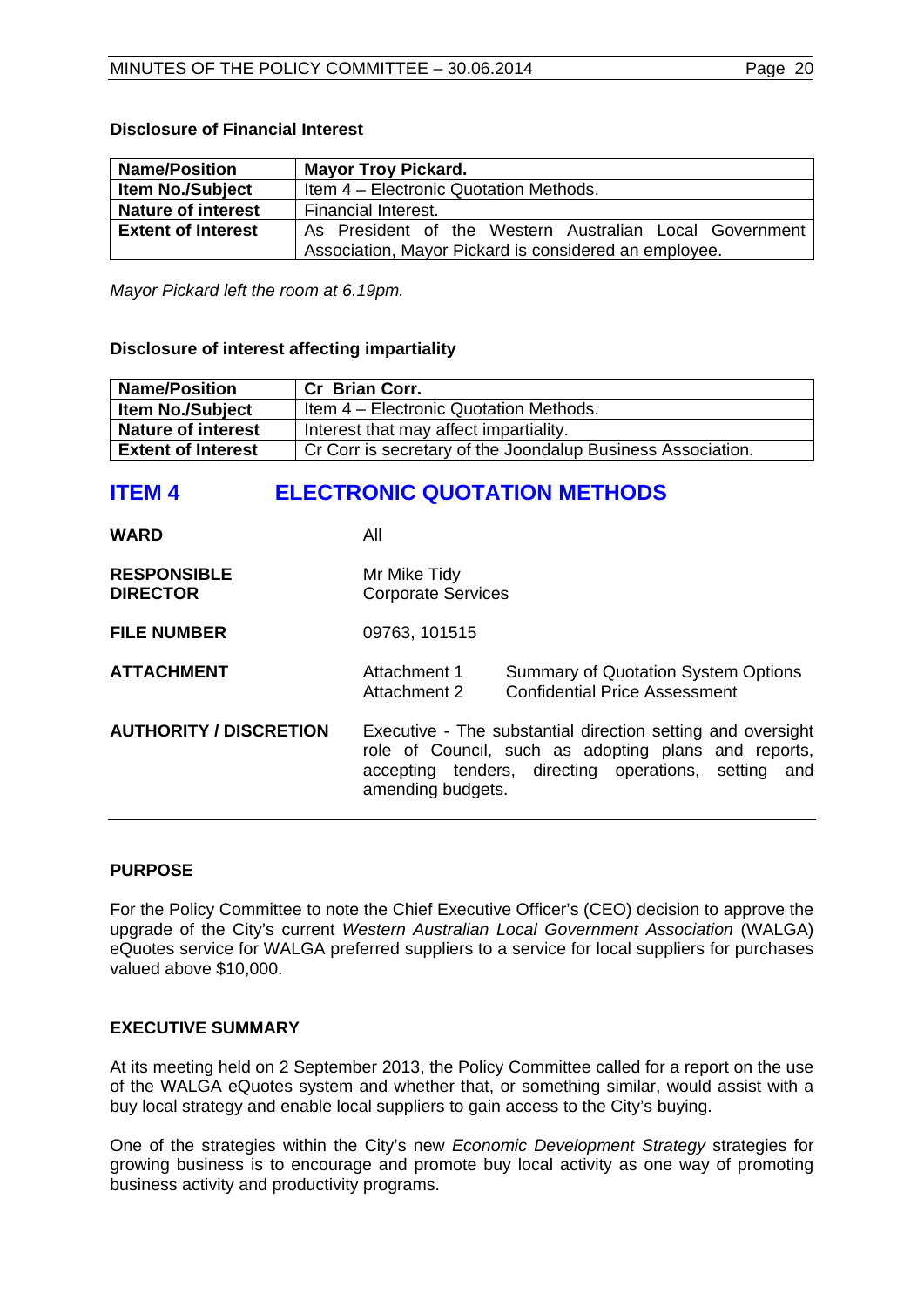**Disclosure of Financial Interest**

| | |
|---|---|
| **Name/Position** | **Mayor Troy Pickard.** |
| **Item No./Subject** | Item 4 – Electronic Quotation Methods. |
| **Nature of interest** | Financial Interest. |
| **Extent of Interest** | As President of the Western Australian Local Government Association, Mayor Pickard is considered an employee. |

*Mayor Pickard left the room at 6.19pm.*

**Disclosure of interest affecting impartiality**

| | |
|---|---|
| **Name/Position** | **Cr Brian Corr.** |
| **Item No./Subject** | Item 4 – Electronic Quotation Methods. |
| **Nature of interest** | Interest that may affect impartiality. |
| **Extent of Interest** | Cr Corr is secretary of the Joondalup Business Association. |

## ITEM 4 ELECTRONIC QUOTATION METHODS

| | | |
|---|---|---|
| **WARD** | All | |
| **RESPONSIBLE DIRECTOR** | Mr Mike Tidy<br>Corporate Services | |
| **FILE NUMBER** | 09763, 101515 | |
| **ATTACHMENT** | Attachment 1<br>Attachment 2 | Summary of Quotation System Options<br>Confidential Price Assessment |
| **AUTHORITY / DISCRETION** | Executive - The substantial direction setting and oversight role of Council, such as adopting plans and reports, accepting tenders, directing operations, setting and amending budgets. | |

**PURPOSE**

For the Policy Committee to note the Chief Executive Officer's (CEO) decision to approve the upgrade of the City's current *Western Australian Local Government Association* (WALGA) eQuotes service for WALGA preferred suppliers to a service for local suppliers for purchases valued above $10,000.

**EXECUTIVE SUMMARY**

At its meeting held on 2 September 2013, the Policy Committee called for a report on the use of the WALGA eQuotes system and whether that, or something similar, would assist with a buy local strategy and enable local suppliers to gain access to the City's buying.

One of the strategies within the City's new *Economic Development Strategy* strategies for growing business is to encourage and promote buy local activity as one way of promoting business activity and productivity programs.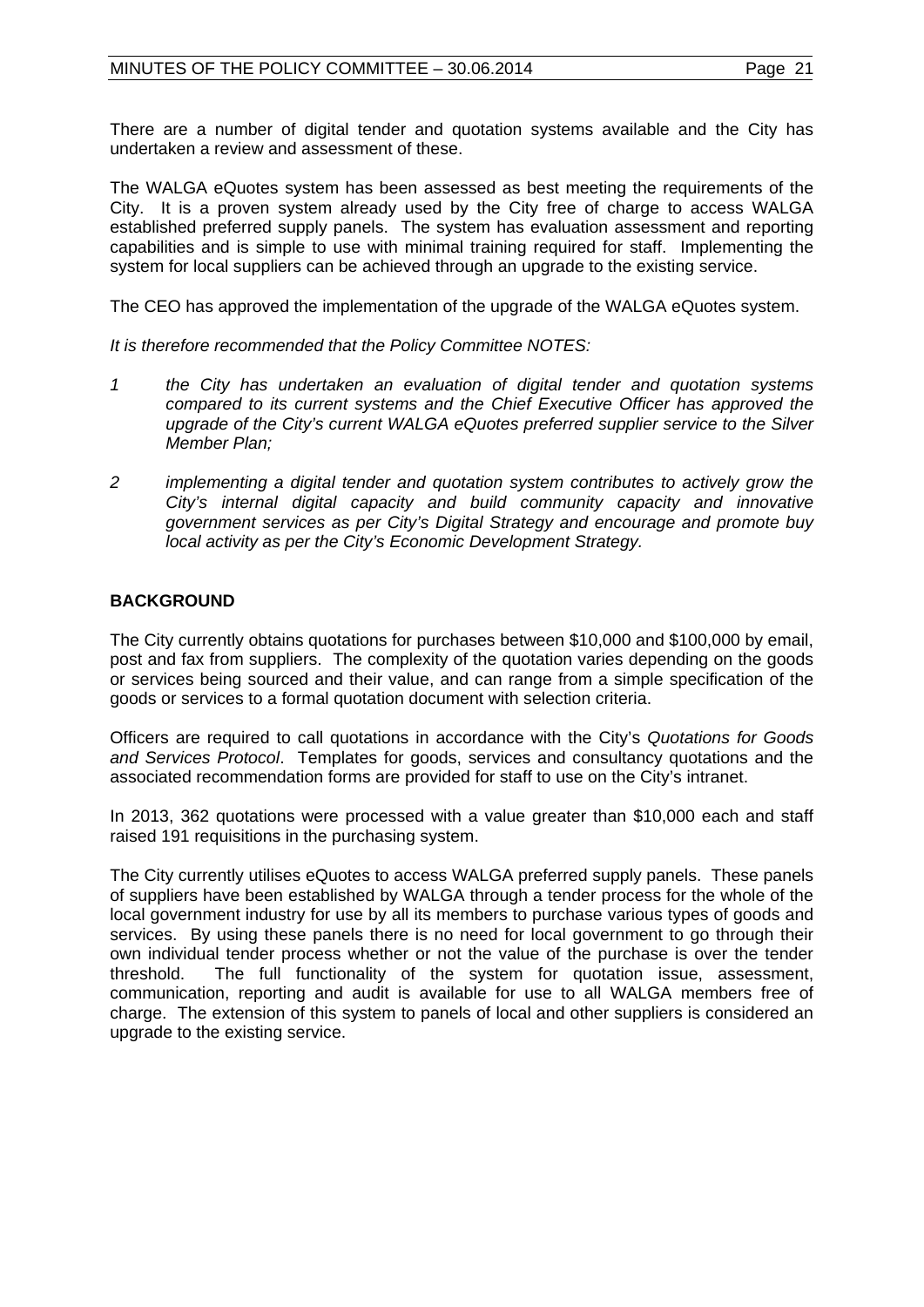There are a number of digital tender and quotation systems available and the City has undertaken a review and assessment of these.

The WALGA eQuotes system has been assessed as best meeting the requirements of the City. It is a proven system already used by the City free of charge to access WALGA established preferred supply panels. The system has evaluation assessment and reporting capabilities and is simple to use with minimal training required for staff. Implementing the system for local suppliers can be achieved through an upgrade to the existing service.

The CEO has approved the implementation of the upgrade of the WALGA eQuotes system.

*It is therefore recommended that the Policy Committee NOTES:*

*1 the City has undertaken an evaluation of digital tender and quotation systems compared to its current systems and the Chief Executive Officer has approved the upgrade of the City's current WALGA eQuotes preferred supplier service to the Silver Member Plan;*

*2 implementing a digital tender and quotation system contributes to actively grow the City's internal digital capacity and build community capacity and innovative government services as per City's Digital Strategy and encourage and promote buy local activity as per the City's Economic Development Strategy.*

## BACKGROUND

The City currently obtains quotations for purchases between $10,000 and $100,000 by email, post and fax from suppliers. The complexity of the quotation varies depending on the goods or services being sourced and their value, and can range from a simple specification of the goods or services to a formal quotation document with selection criteria.

Officers are required to call quotations in accordance with the City's *Quotations for Goods and Services Protocol*. Templates for goods, services and consultancy quotations and the associated recommendation forms are provided for staff to use on the City's intranet.

In 2013, 362 quotations were processed with a value greater than $10,000 each and staff raised 191 requisitions in the purchasing system.

The City currently utilises eQuotes to access WALGA preferred supply panels. These panels of suppliers have been established by WALGA through a tender process for the whole of the local government industry for use by all its members to purchase various types of goods and services. By using these panels there is no need for local government to go through their own individual tender process whether or not the value of the purchase is over the tender threshold. The full functionality of the system for quotation issue, assessment, communication, reporting and audit is available for use to all WALGA members free of charge. The extension of this system to panels of local and other suppliers is considered an upgrade to the existing service.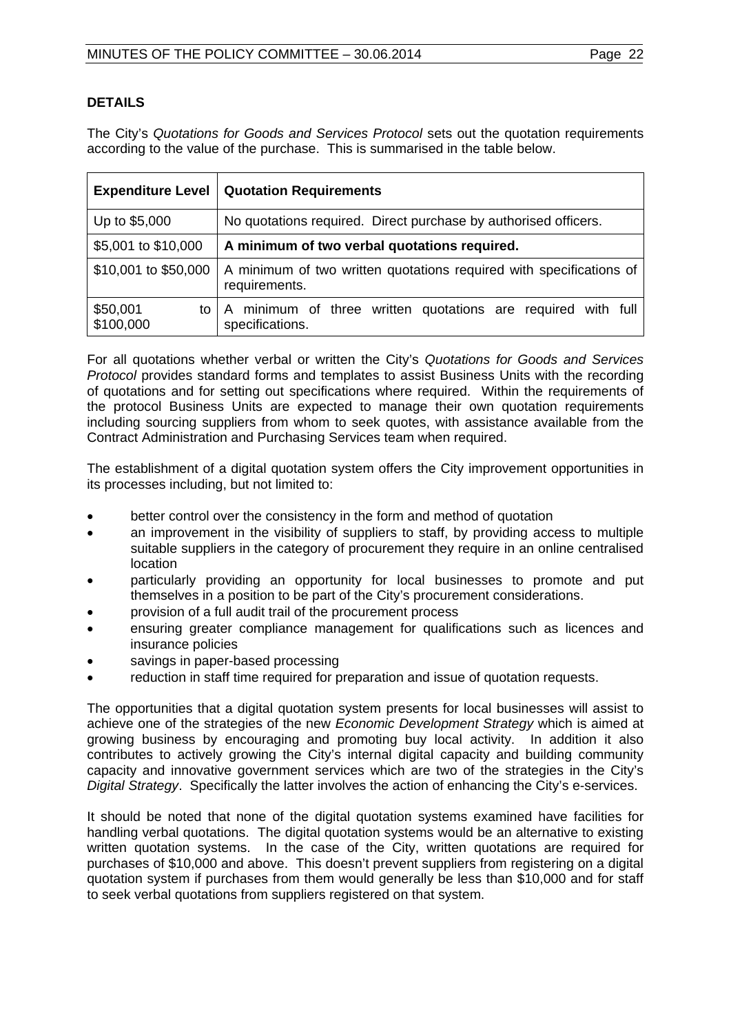## DETAILS

The City's *Quotations for Goods and Services Protocol* sets out the quotation requirements according to the value of the purchase. This is summarised in the table below.

| Expenditure Level | Quotation Requirements |
|---|---|
| Up to $5,000 | No quotations required. Direct purchase by authorised officers. |
| $5,001 to $10,000 | **A minimum of two verbal quotations required.** |
| $10,001 to $50,000 | A minimum of two written quotations required with specifications of requirements. |
| $50,001 to $100,000 | A minimum of three written quotations are required with full specifications. |

For all quotations whether verbal or written the City's *Quotations for Goods and Services Protocol* provides standard forms and templates to assist Business Units with the recording of quotations and for setting out specifications where required. Within the requirements of the protocol Business Units are expected to manage their own quotation requirements including sourcing suppliers from whom to seek quotes, with assistance available from the Contract Administration and Purchasing Services team when required.

The establishment of a digital quotation system offers the City improvement opportunities in its processes including, but not limited to:

- better control over the consistency in the form and method of quotation
- an improvement in the visibility of suppliers to staff, by providing access to multiple suitable suppliers in the category of procurement they require in an online centralised location
- particularly providing an opportunity for local businesses to promote and put themselves in a position to be part of the City's procurement considerations.
- provision of a full audit trail of the procurement process
- ensuring greater compliance management for qualifications such as licences and insurance policies
- savings in paper-based processing
- reduction in staff time required for preparation and issue of quotation requests.

The opportunities that a digital quotation system presents for local businesses will assist to achieve one of the strategies of the new *Economic Development Strategy* which is aimed at growing business by encouraging and promoting buy local activity. In addition it also contributes to actively growing the City's internal digital capacity and building community capacity and innovative government services which are two of the strategies in the City's *Digital Strategy*. Specifically the latter involves the action of enhancing the City's e-services.

It should be noted that none of the digital quotation systems examined have facilities for handling verbal quotations. The digital quotation systems would be an alternative to existing written quotation systems. In the case of the City, written quotations are required for purchases of $10,000 and above. This doesn't prevent suppliers from registering on a digital quotation system if purchases from them would generally be less than $10,000 and for staff to seek verbal quotations from suppliers registered on that system.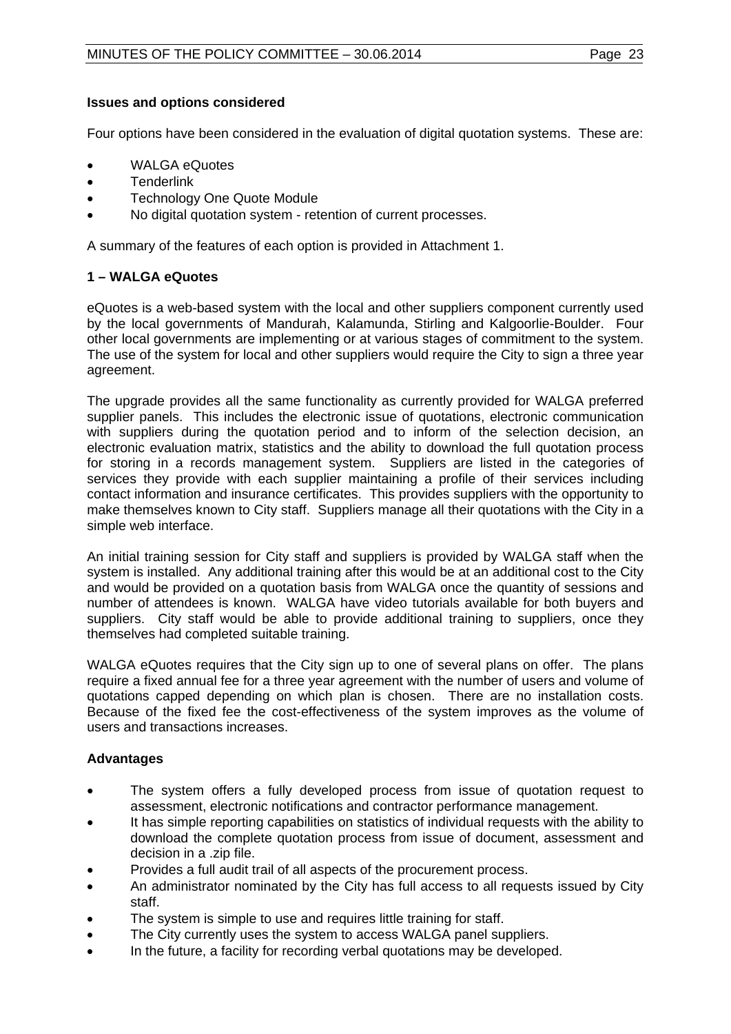**Issues and options considered**

Four options have been considered in the evaluation of digital quotation systems. These are:

- WALGA eQuotes
- Tenderlink
- Technology One Quote Module
- No digital quotation system - retention of current processes.

A summary of the features of each option is provided in Attachment 1.

**1 – WALGA eQuotes**

eQuotes is a web-based system with the local and other suppliers component currently used by the local governments of Mandurah, Kalamunda, Stirling and Kalgoorlie-Boulder. Four other local governments are implementing or at various stages of commitment to the system. The use of the system for local and other suppliers would require the City to sign a three year agreement.

The upgrade provides all the same functionality as currently provided for WALGA preferred supplier panels. This includes the electronic issue of quotations, electronic communication with suppliers during the quotation period and to inform of the selection decision, an electronic evaluation matrix, statistics and the ability to download the full quotation process for storing in a records management system. Suppliers are listed in the categories of services they provide with each supplier maintaining a profile of their services including contact information and insurance certificates. This provides suppliers with the opportunity to make themselves known to City staff. Suppliers manage all their quotations with the City in a simple web interface.

An initial training session for City staff and suppliers is provided by WALGA staff when the system is installed. Any additional training after this would be at an additional cost to the City and would be provided on a quotation basis from WALGA once the quantity of sessions and number of attendees is known. WALGA have video tutorials available for both buyers and suppliers. City staff would be able to provide additional training to suppliers, once they themselves had completed suitable training.

WALGA eQuotes requires that the City sign up to one of several plans on offer. The plans require a fixed annual fee for a three year agreement with the number of users and volume of quotations capped depending on which plan is chosen. There are no installation costs. Because of the fixed fee the cost-effectiveness of the system improves as the volume of users and transactions increases.

**Advantages**

- The system offers a fully developed process from issue of quotation request to assessment, electronic notifications and contractor performance management.
- It has simple reporting capabilities on statistics of individual requests with the ability to download the complete quotation process from issue of document, assessment and decision in a .zip file.
- Provides a full audit trail of all aspects of the procurement process.
- An administrator nominated by the City has full access to all requests issued by City staff.
- The system is simple to use and requires little training for staff.
- The City currently uses the system to access WALGA panel suppliers.
- In the future, a facility for recording verbal quotations may be developed.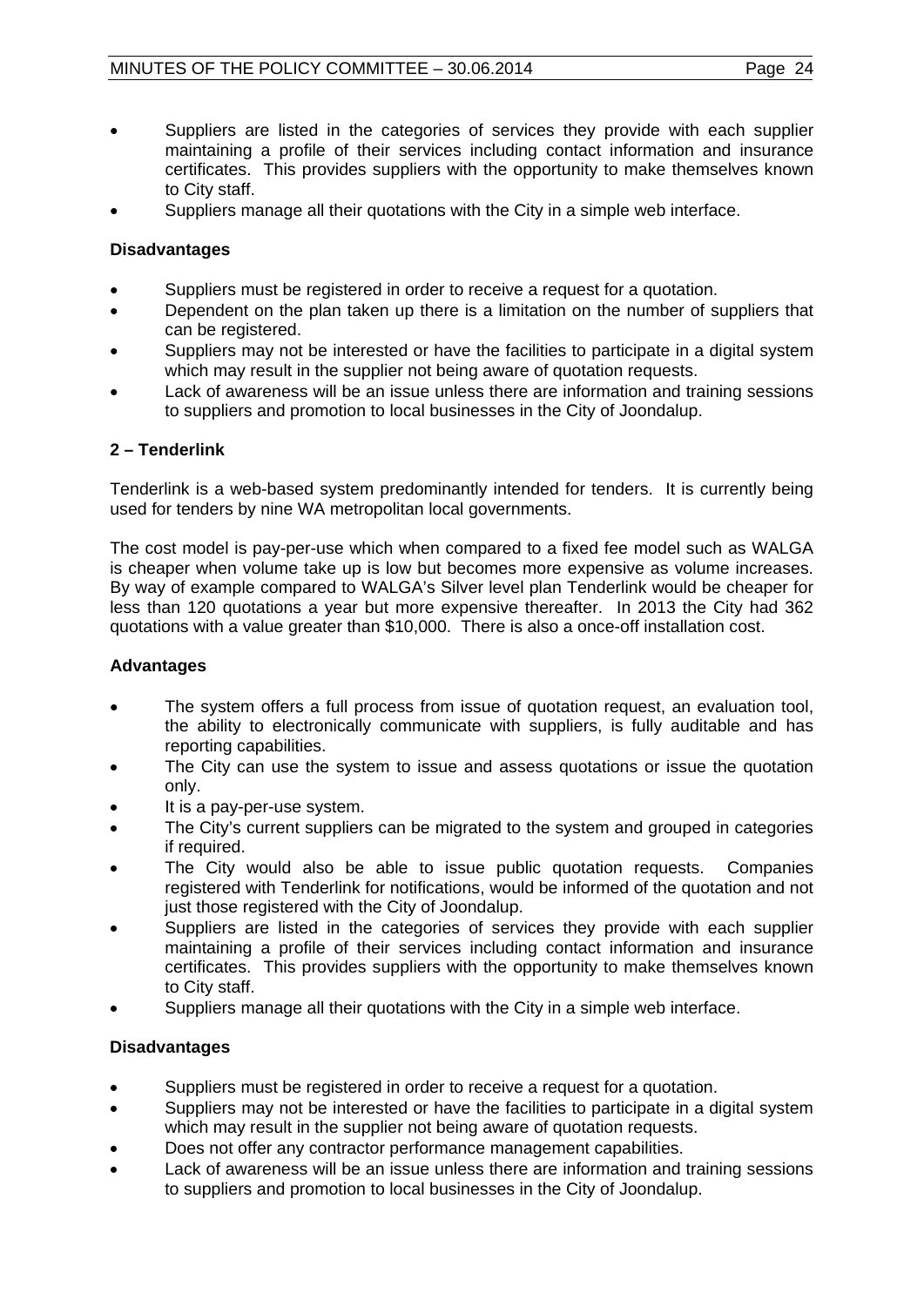- Suppliers are listed in the categories of services they provide with each supplier maintaining a profile of their services including contact information and insurance certificates. This provides suppliers with the opportunity to make themselves known to City staff.
- Suppliers manage all their quotations with the City in a simple web interface.

**Disadvantages**

- Suppliers must be registered in order to receive a request for a quotation.
- Dependent on the plan taken up there is a limitation on the number of suppliers that can be registered.
- Suppliers may not be interested or have the facilities to participate in a digital system which may result in the supplier not being aware of quotation requests.
- Lack of awareness will be an issue unless there are information and training sessions to suppliers and promotion to local businesses in the City of Joondalup.

**2 – Tenderlink**

Tenderlink is a web-based system predominantly intended for tenders. It is currently being used for tenders by nine WA metropolitan local governments.

The cost model is pay-per-use which when compared to a fixed fee model such as WALGA is cheaper when volume take up is low but becomes more expensive as volume increases. By way of example compared to WALGA's Silver level plan Tenderlink would be cheaper for less than 120 quotations a year but more expensive thereafter. In 2013 the City had 362 quotations with a value greater than $10,000. There is also a once-off installation cost.

**Advantages**

- The system offers a full process from issue of quotation request, an evaluation tool, the ability to electronically communicate with suppliers, is fully auditable and has reporting capabilities.
- The City can use the system to issue and assess quotations or issue the quotation only.
- It is a pay-per-use system.
- The City's current suppliers can be migrated to the system and grouped in categories if required.
- The City would also be able to issue public quotation requests. Companies registered with Tenderlink for notifications, would be informed of the quotation and not just those registered with the City of Joondalup.
- Suppliers are listed in the categories of services they provide with each supplier maintaining a profile of their services including contact information and insurance certificates. This provides suppliers with the opportunity to make themselves known to City staff.
- Suppliers manage all their quotations with the City in a simple web interface.

**Disadvantages**

- Suppliers must be registered in order to receive a request for a quotation.
- Suppliers may not be interested or have the facilities to participate in a digital system which may result in the supplier not being aware of quotation requests.
- Does not offer any contractor performance management capabilities.
- Lack of awareness will be an issue unless there are information and training sessions to suppliers and promotion to local businesses in the City of Joondalup.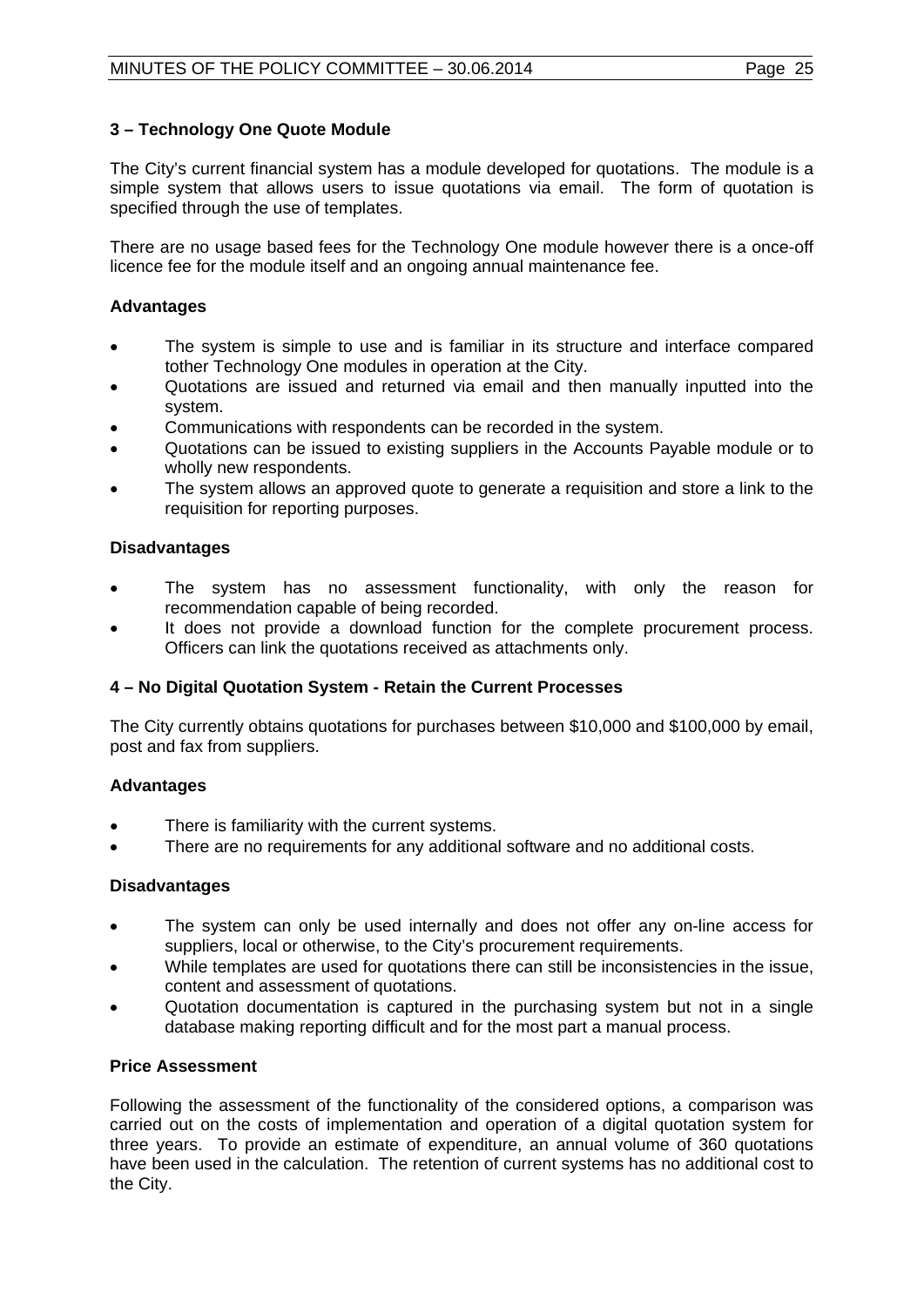**3 – Technology One Quote Module**

The City's current financial system has a module developed for quotations. The module is a simple system that allows users to issue quotations via email. The form of quotation is specified through the use of templates.

There are no usage based fees for the Technology One module however there is a once-off licence fee for the module itself and an ongoing annual maintenance fee.

**Advantages**

- The system is simple to use and is familiar in its structure and interface compared tother Technology One modules in operation at the City.
- Quotations are issued and returned via email and then manually inputted into the system.
- Communications with respondents can be recorded in the system.
- Quotations can be issued to existing suppliers in the Accounts Payable module or to wholly new respondents.
- The system allows an approved quote to generate a requisition and store a link to the requisition for reporting purposes.

**Disadvantages**

- The system has no assessment functionality, with only the reason for recommendation capable of being recorded.
- It does not provide a download function for the complete procurement process. Officers can link the quotations received as attachments only.

**4 – No Digital Quotation System - Retain the Current Processes**

The City currently obtains quotations for purchases between $10,000 and $100,000 by email, post and fax from suppliers.

**Advantages**

- There is familiarity with the current systems.
- There are no requirements for any additional software and no additional costs.

**Disadvantages**

- The system can only be used internally and does not offer any on-line access for suppliers, local or otherwise, to the City's procurement requirements.
- While templates are used for quotations there can still be inconsistencies in the issue, content and assessment of quotations.
- Quotation documentation is captured in the purchasing system but not in a single database making reporting difficult and for the most part a manual process.

**Price Assessment**

Following the assessment of the functionality of the considered options, a comparison was carried out on the costs of implementation and operation of a digital quotation system for three years. To provide an estimate of expenditure, an annual volume of 360 quotations have been used in the calculation. The retention of current systems has no additional cost to the City.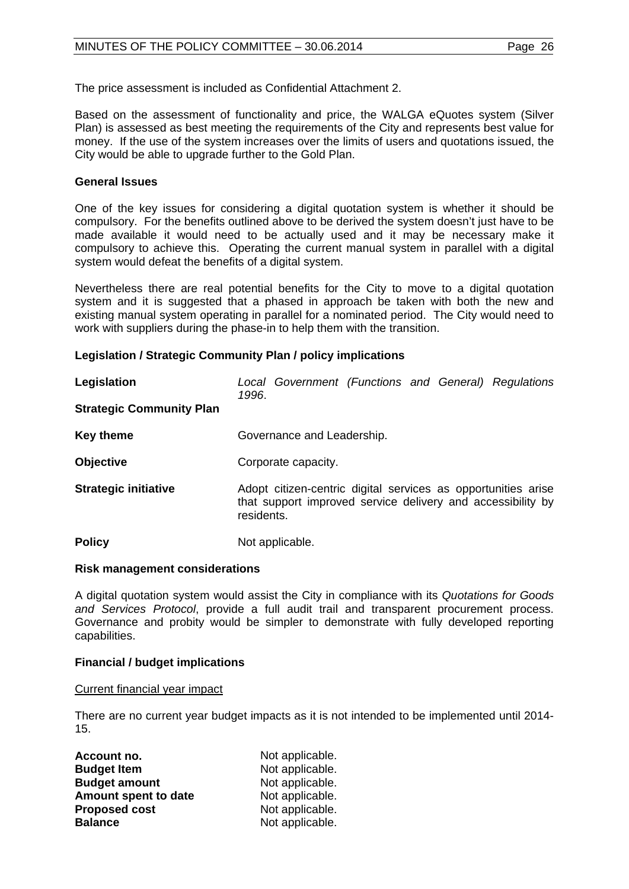The price assessment is included as Confidential Attachment 2.

Based on the assessment of functionality and price, the WALGA eQuotes system (Silver Plan) is assessed as best meeting the requirements of the City and represents best value for money. If the use of the system increases over the limits of users and quotations issued, the City would be able to upgrade further to the Gold Plan.

**General Issues**

One of the key issues for considering a digital quotation system is whether it should be compulsory. For the benefits outlined above to be derived the system doesn't just have to be made available it would need to be actually used and it may be necessary make it compulsory to achieve this. Operating the current manual system in parallel with a digital system would defeat the benefits of a digital system.

Nevertheless there are real potential benefits for the City to move to a digital quotation system and it is suggested that a phased in approach be taken with both the new and existing manual system operating in parallel for a nominated period. The City would need to work with suppliers during the phase-in to help them with the transition.

**Legislation / Strategic Community Plan / policy implications**

| | |
|---|---|
| **Legislation** | *Local Government (Functions and General) Regulations 1996*. |
| **Strategic Community Plan** | |
| **Key theme** | Governance and Leadership. |
| **Objective** | Corporate capacity. |
| **Strategic initiative** | Adopt citizen-centric digital services as opportunities arise that support improved service delivery and accessibility by residents. |
| **Policy** | Not applicable. |

**Risk management considerations**

A digital quotation system would assist the City in compliance with its *Quotations for Goods and Services Protocol*, provide a full audit trail and transparent procurement process. Governance and probity would be simpler to demonstrate with fully developed reporting capabilities.

**Financial / budget implications**

Current financial year impact

There are no current year budget impacts as it is not intended to be implemented until 2014-15.

| | |
|---|---|
| **Account no.** | Not applicable. |
| **Budget Item** | Not applicable. |
| **Budget amount** | Not applicable. |
| **Amount spent to date** | Not applicable. |
| **Proposed cost** | Not applicable. |
| **Balance** | Not applicable. |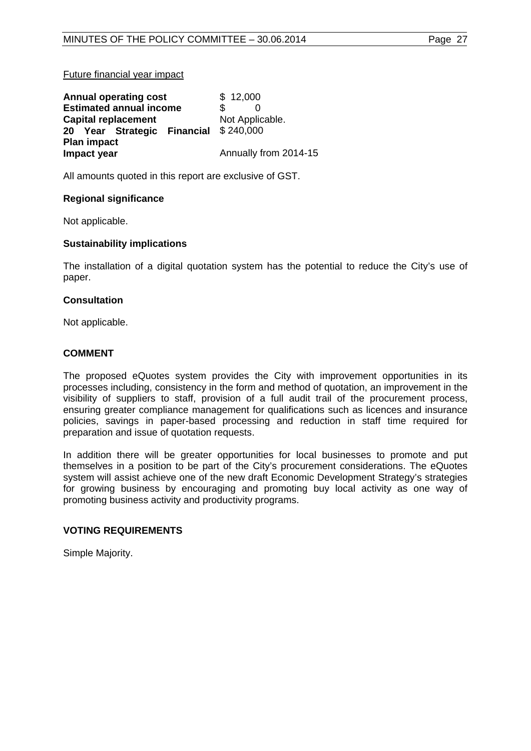Future financial year impact

| | |
|---|---|
| **Annual operating cost** | $ 12,000 |
| **Estimated annual income** | $ 0 |
| **Capital replacement** | Not Applicable. |
| **20 Year Strategic Financial Plan impact** | $ 240,000 |
| **Impact year** | Annually from 2014-15 |

All amounts quoted in this report are exclusive of GST.

**Regional significance**

Not applicable.

**Sustainability implications**

The installation of a digital quotation system has the potential to reduce the City's use of paper.

**Consultation**

Not applicable.

**COMMENT**

The proposed eQuotes system provides the City with improvement opportunities in its processes including, consistency in the form and method of quotation, an improvement in the visibility of suppliers to staff, provision of a full audit trail of the procurement process, ensuring greater compliance management for qualifications such as licences and insurance policies, savings in paper-based processing and reduction in staff time required for preparation and issue of quotation requests.

In addition there will be greater opportunities for local businesses to promote and put themselves in a position to be part of the City's procurement considerations. The eQuotes system will assist achieve one of the new draft Economic Development Strategy's strategies for growing business by encouraging and promoting buy local activity as one way of promoting business activity and productivity programs.

**VOTING REQUIREMENTS**

Simple Majority.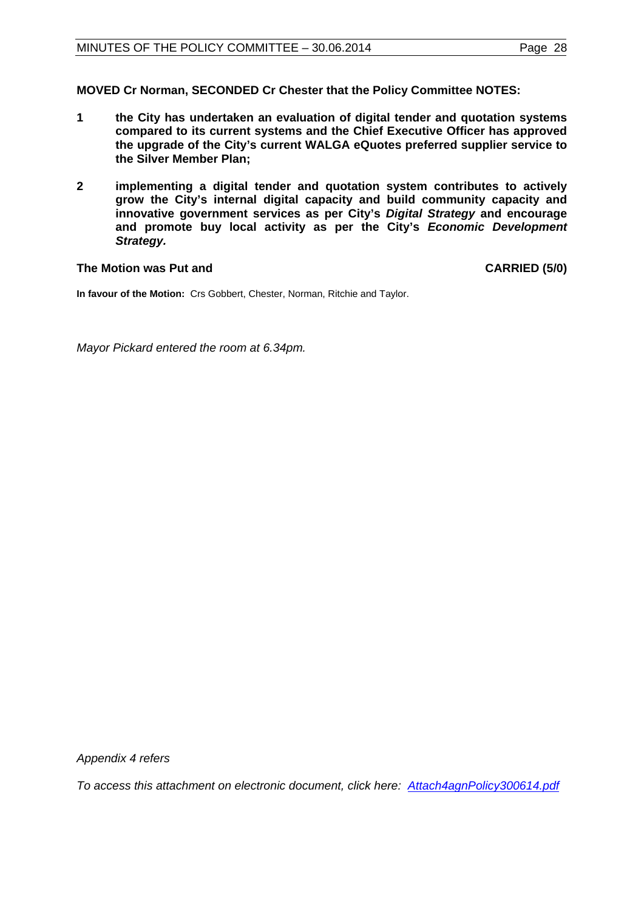**MOVED Cr Norman, SECONDED Cr Chester that the Policy Committee NOTES:**

1. **the City has undertaken an evaluation of digital tender and quotation systems compared to its current systems and the Chief Executive Officer has approved the upgrade of the City's current WALGA eQuotes preferred supplier service to the Silver Member Plan;**

2. **implementing a digital tender and quotation system contributes to actively grow the City's internal digital capacity and build community capacity and innovative government services as per City's *Digital Strategy* and encourage and promote buy local activity as per the City's *Economic Development Strategy.***

**The Motion was Put and CARRIED (5/0)**

**In favour of the Motion:** Crs Gobbert, Chester, Norman, Ritchie and Taylor.

*Mayor Pickard entered the room at 6.34pm.*

*Appendix 4 refers*

*To access this attachment on electronic document, click here: Attach4agnPolicy300614.pdf*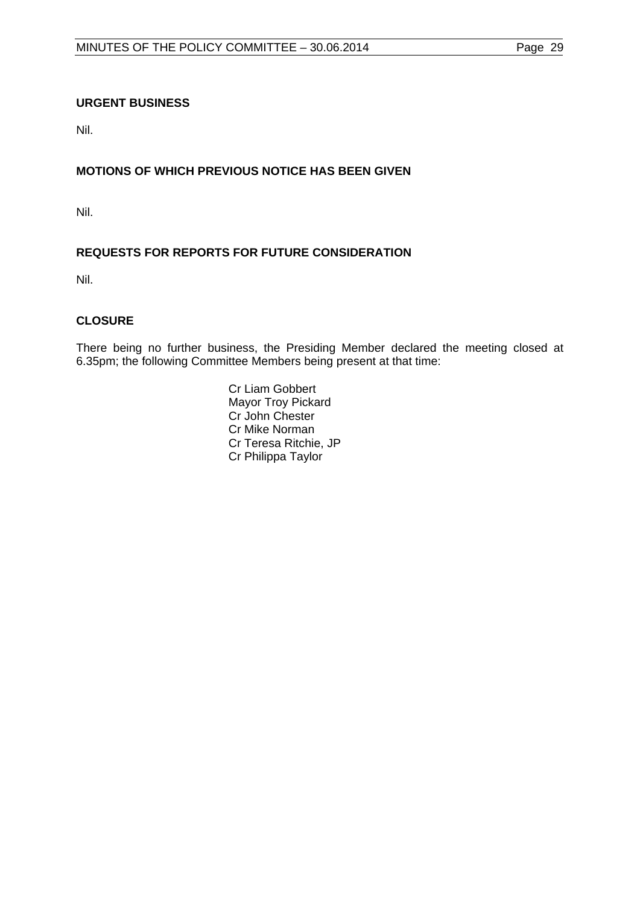## URGENT BUSINESS

Nil.

## MOTIONS OF WHICH PREVIOUS NOTICE HAS BEEN GIVEN

Nil.

## REQUESTS FOR REPORTS FOR FUTURE CONSIDERATION

Nil.

## CLOSURE

There being no further business, the Presiding Member declared the meeting closed at 6.35pm; the following Committee Members being present at that time:

Cr Liam Gobbert
Mayor Troy Pickard
Cr John Chester
Cr Mike Norman
Cr Teresa Ritchie, JP
Cr Philippa Taylor